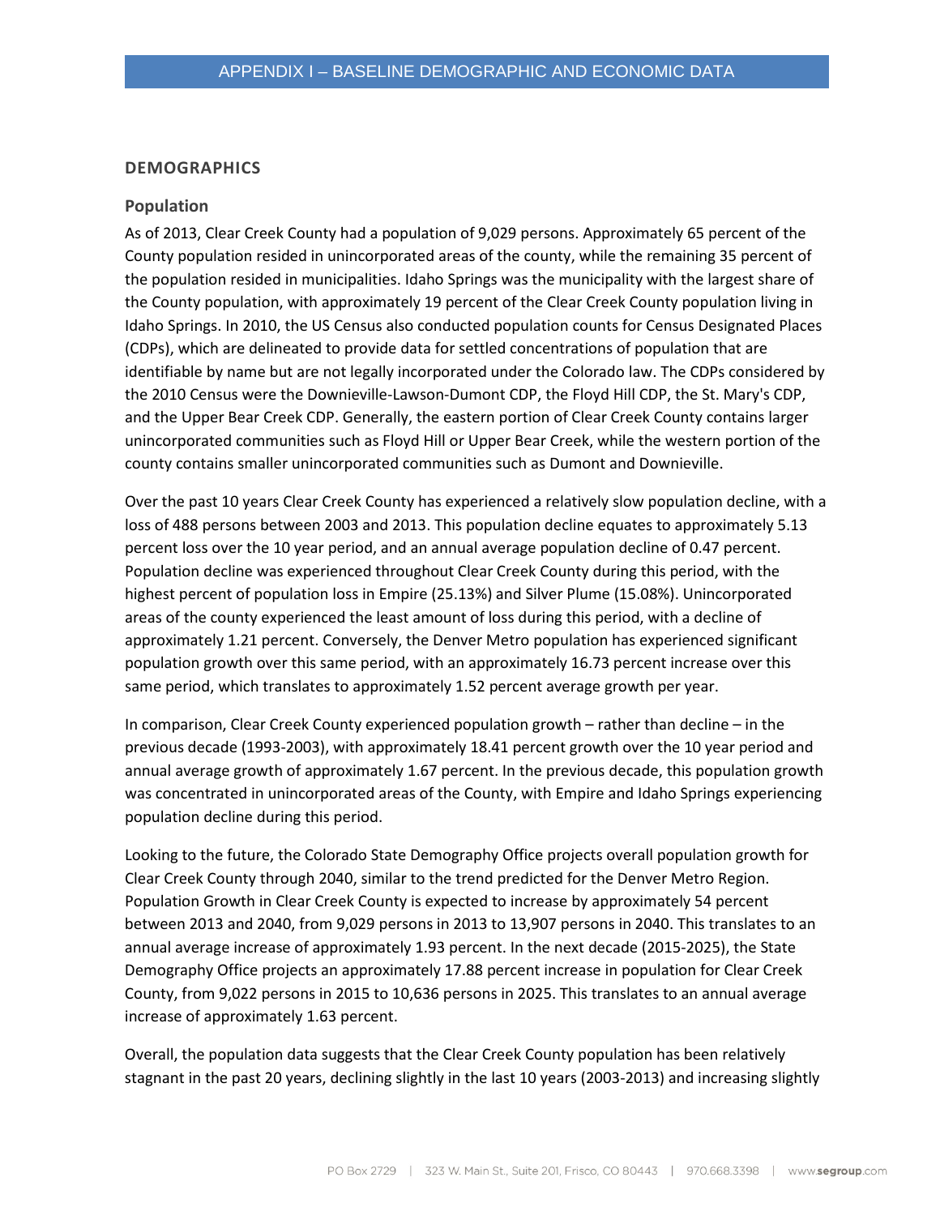# APPENDIX I – BASELINE DEMOGRAPHIC AND ECONOMIC DATA

## DEMOGRAPHICS

### Population

As of 2013, Clear Creek County had a population of 9,029 persons. Approximately 65 percent of the County population resided in unincorporated areas of the county, while the remaining 35 percent of the population resided in municipalities. Idaho Springs was the municipality with the largest share of the County population, with approximately 19 percent of the Clear Creek County population living in Idaho Springs. In 2010, the US Census also conducted population counts for Census Designated Places (CDPs), which are delineated to provide data for settled concentrations of population that are identifiable by name but are not legally incorporated under the Colorado law. The CDPs considered by the 2010 Census were the Downieville-Lawson-Dumont CDP, the Floyd Hill CDP, the St. Mary's CDP, and the Upper Bear Creek CDP. Generally, the eastern portion of Clear Creek County contains larger unincorporated communities such as Floyd Hill or Upper Bear Creek, while the western portion of the county contains smaller unincorporated communities such as Dumont and Downieville.

Over the past 10 years Clear Creek County has experienced a relatively slow population decline, with a loss of 488 persons between 2003 and 2013. This population decline equates to approximately 5.13 percent loss over the 10 year period, and an annual average population decline of 0.47 percent. Population decline was experienced throughout Clear Creek County during this period, with the highest percent of population loss in Empire (25.13%) and Silver Plume (15.08%). Unincorporated areas of the county experienced the least amount of loss during this period, with a decline of approximately 1.21 percent. Conversely, the Denver Metro population has experienced significant population growth over this same period, with an approximately 16.73 percent increase over this same period, which translates to approximately 1.52 percent average growth per year.

In comparison, Clear Creek County experienced population growth – rather than decline – in the previous decade (1993-2003), with approximately 18.41 percent growth over the 10 year period and annual average growth of approximately 1.67 percent. In the previous decade, this population growth was concentrated in unincorporated areas of the County, with Empire and Idaho Springs experiencing population decline during this period.

Looking to the future, the Colorado State Demography Office projects overall population growth for Clear Creek County through 2040, similar to the trend predicted for the Denver Metro Region. Population Growth in Clear Creek County is expected to increase by approximately 54 percent between 2013 and 2040, from 9,029 persons in 2013 to 13,907 persons in 2040. This translates to an annual average increase of approximately 1.93 percent. In the next decade (2015-2025), the State Demography Office projects an approximately 17.88 percent increase in population for Clear Creek County, from 9,022 persons in 2015 to 10,636 persons in 2025. This translates to an annual average increase of approximately 1.63 percent.

Overall, the population data suggests that the Clear Creek County population has been relatively stagnant in the past 20 years, declining slightly in the last 10 years (2003-2013) and increasing slightly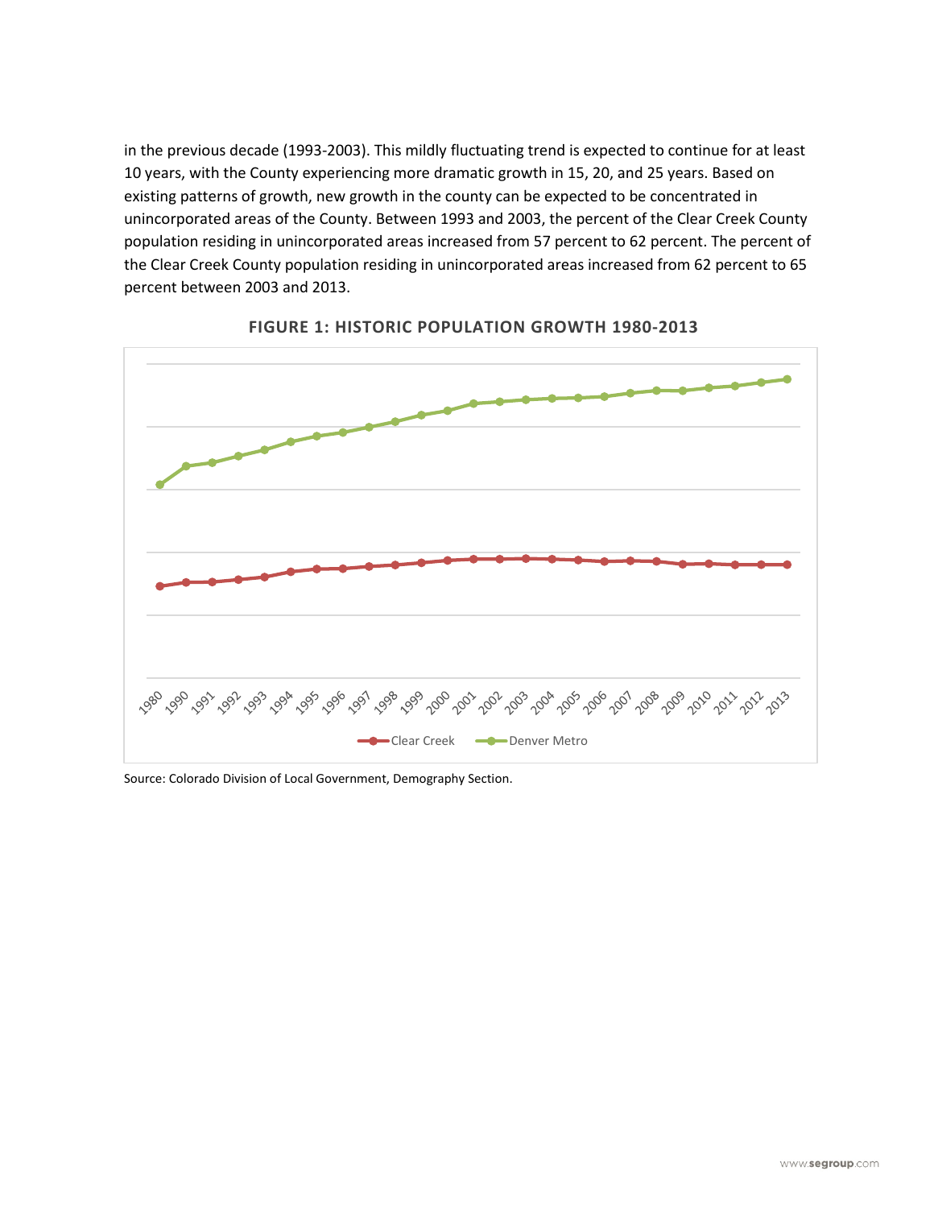in the previous decade (1993-2003). This mildly fluctuating trend is expected to continue for at least 10 years, with the County experiencing more dramatic growth in 15, 20, and 25 years. Based on existing patterns of growth, new growth in the county can be expected to be concentrated in unincorporated areas of the County. Between 1993 and 2003, the percent of the Clear Creek County population residing in unincorporated areas increased from 57 percent to 62 percent. The percent of the Clear Creek County population residing in unincorporated areas increased from 62 percent to 65 percent between 2003 and 2013.

**FIGURE 1: HISTORIC POPULATION GROWTH 1980-2013**

Source: Colorado Division of Local Government, Demography Section.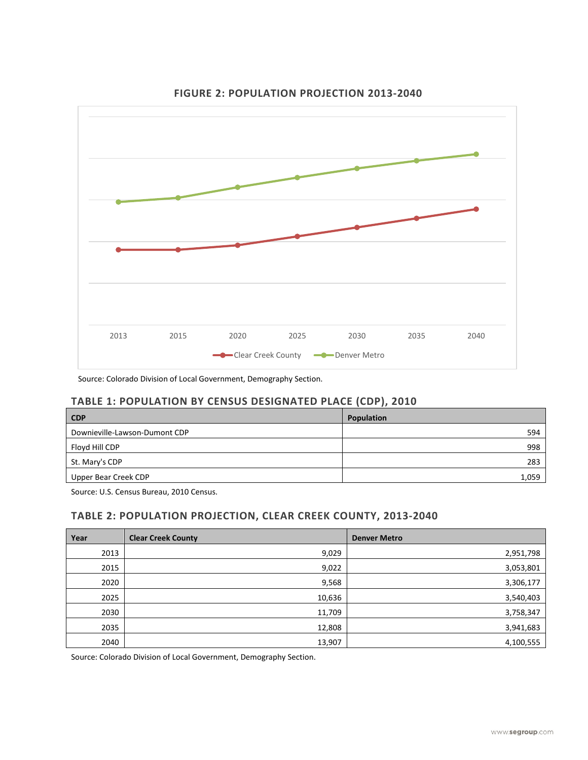## FIGURE 2: POPULATION PROJECTION 2013-2040

Source: Colorado Division of Local Government, Demography Section.

### TABLE 1: POPULATION BY CENSUS DESIGNATED PLACE (CDP), 2010

| CDP | Population |
|---|---|
| Downieville-Lawson-Dumont CDP | 594 |
| Floyd Hill CDP | 998 |
| St. Mary's CDP | 283 |
| Upper Bear Creek CDP | 1,059 |

Source: U.S. Census Bureau, 2010 Census.

### TABLE 2: POPULATION PROJECTION, CLEAR CREEK COUNTY, 2013-2040

| Year | Clear Creek County | Denver Metro |
|---|---|---|
| 2013 | 9,029 | 2,951,798 |
| 2015 | 9,022 | 3,053,801 |
| 2020 | 9,568 | 3,306,177 |
| 2025 | 10,636 | 3,540,403 |
| 2030 | 11,709 | 3,758,347 |
| 2035 | 12,808 | 3,941,683 |
| 2040 | 13,907 | 4,100,555 |

Source: Colorado Division of Local Government, Demography Section.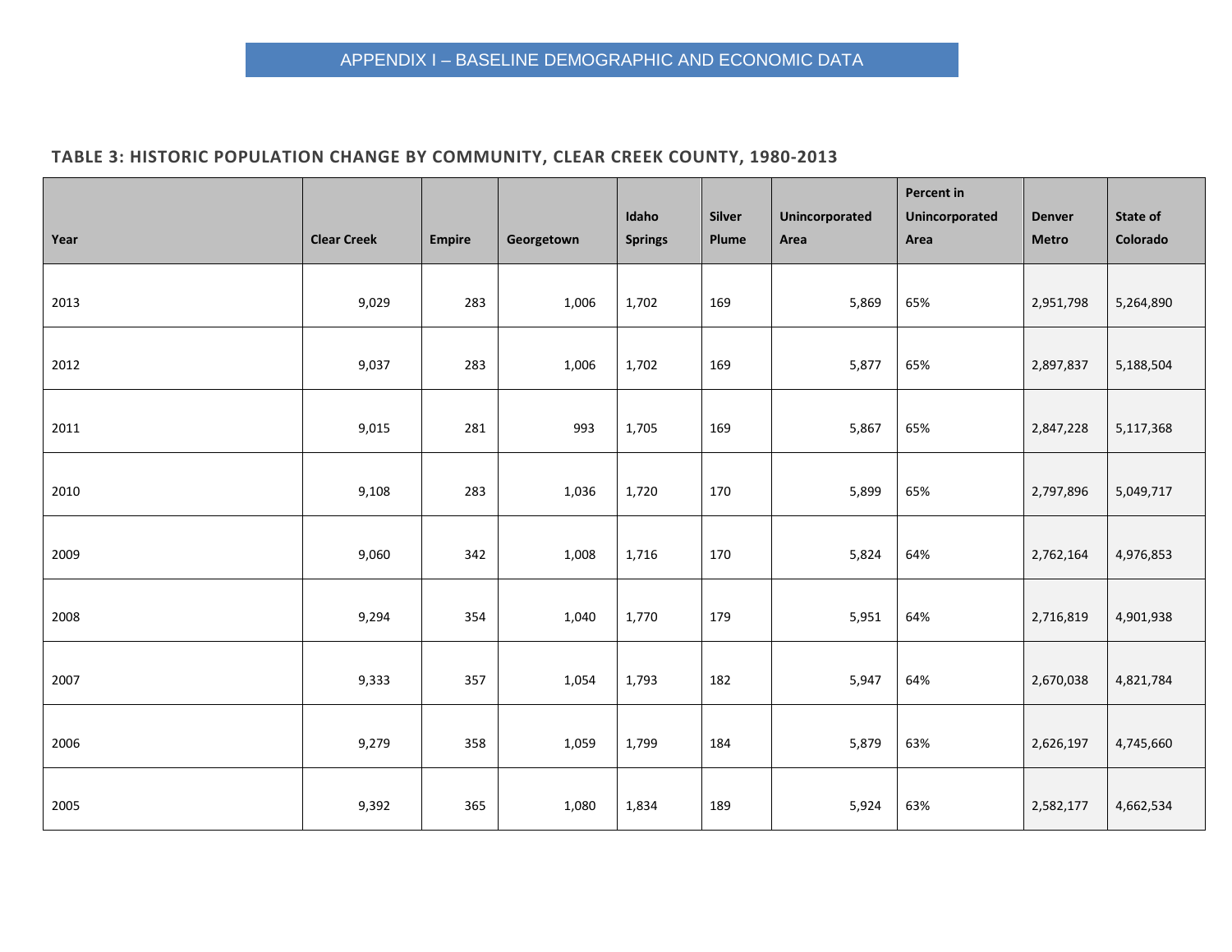# APPENDIX I – BASELINE DEMOGRAPHIC AND ECONOMIC DATA

**TABLE 3: HISTORIC POPULATION CHANGE BY COMMUNITY, CLEAR CREEK COUNTY, 1980-2013**

| Year | Clear Creek | Empire | Georgetown | Idaho Springs | Silver Plume | Unincorporated Area | Percent in Unincorporated Area | Denver Metro | State of Colorado |
|---|---|---|---|---|---|---|---|---|---|
| 2013 | 9,029 | 283 | 1,006 | 1,702 | 169 | 5,869 | 65% | 2,951,798 | 5,264,890 |
| 2012 | 9,037 | 283 | 1,006 | 1,702 | 169 | 5,877 | 65% | 2,897,837 | 5,188,504 |
| 2011 | 9,015 | 281 | 993 | 1,705 | 169 | 5,867 | 65% | 2,847,228 | 5,117,368 |
| 2010 | 9,108 | 283 | 1,036 | 1,720 | 170 | 5,899 | 65% | 2,797,896 | 5,049,717 |
| 2009 | 9,060 | 342 | 1,008 | 1,716 | 170 | 5,824 | 64% | 2,762,164 | 4,976,853 |
| 2008 | 9,294 | 354 | 1,040 | 1,770 | 179 | 5,951 | 64% | 2,716,819 | 4,901,938 |
| 2007 | 9,333 | 357 | 1,054 | 1,793 | 182 | 5,947 | 64% | 2,670,038 | 4,821,784 |
| 2006 | 9,279 | 358 | 1,059 | 1,799 | 184 | 5,879 | 63% | 2,626,197 | 4,745,660 |
| 2005 | 9,392 | 365 | 1,080 | 1,834 | 189 | 5,924 | 63% | 2,582,177 | 4,662,534 |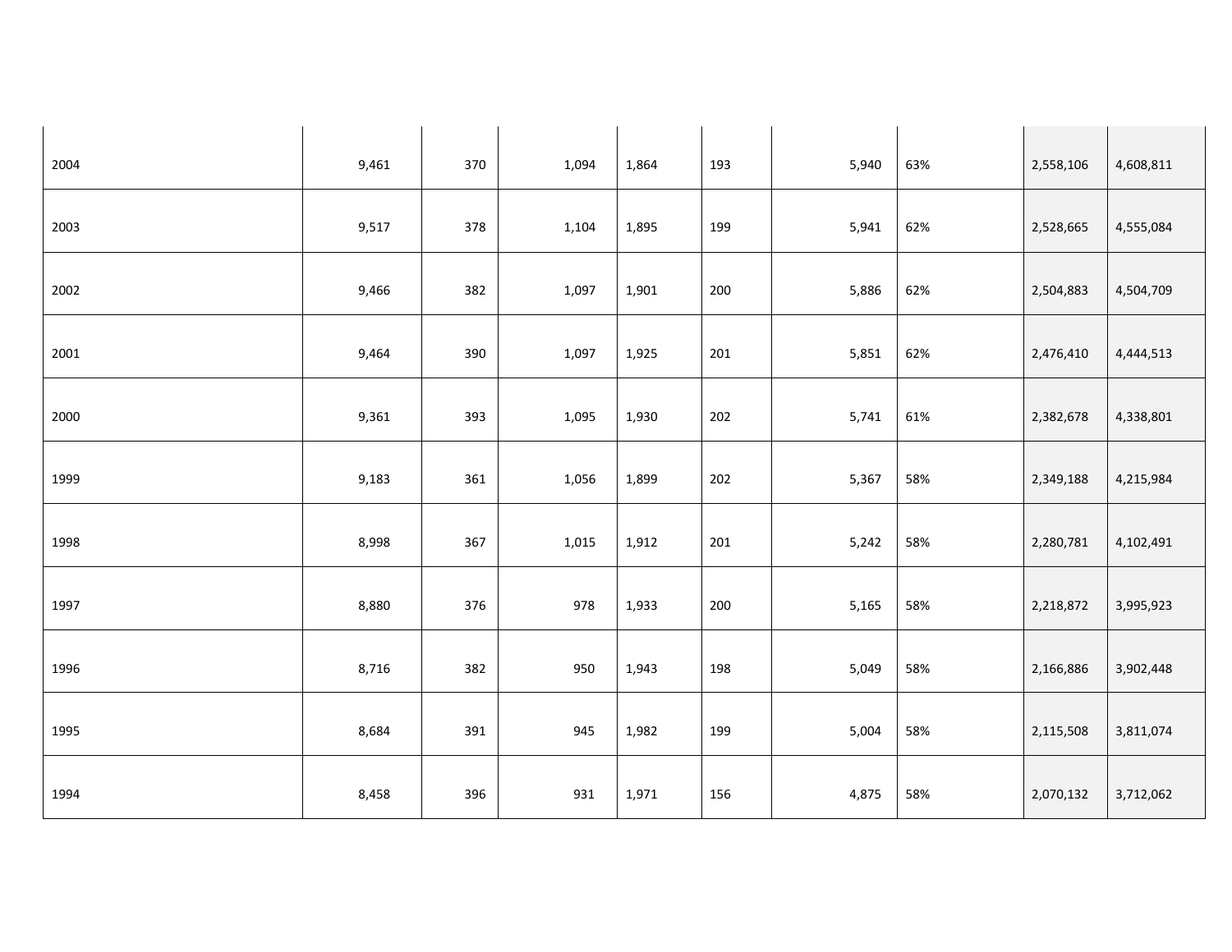| | | | | | | | | | |
|---|---|---|---|---|---|---|---|---|---|
| 2004 | 9,461 | 370 | 1,094 | 1,864 | 193 | 5,940 | 63% | 2,558,106 | 4,608,811 |
| 2003 | 9,517 | 378 | 1,104 | 1,895 | 199 | 5,941 | 62% | 2,528,665 | 4,555,084 |
| 2002 | 9,466 | 382 | 1,097 | 1,901 | 200 | 5,886 | 62% | 2,504,883 | 4,504,709 |
| 2001 | 9,464 | 390 | 1,097 | 1,925 | 201 | 5,851 | 62% | 2,476,410 | 4,444,513 |
| 2000 | 9,361 | 393 | 1,095 | 1,930 | 202 | 5,741 | 61% | 2,382,678 | 4,338,801 |
| 1999 | 9,183 | 361 | 1,056 | 1,899 | 202 | 5,367 | 58% | 2,349,188 | 4,215,984 |
| 1998 | 8,998 | 367 | 1,015 | 1,912 | 201 | 5,242 | 58% | 2,280,781 | 4,102,491 |
| 1997 | 8,880 | 376 | 978 | 1,933 | 200 | 5,165 | 58% | 2,218,872 | 3,995,923 |
| 1996 | 8,716 | 382 | 950 | 1,943 | 198 | 5,049 | 58% | 2,166,886 | 3,902,448 |
| 1995 | 8,684 | 391 | 945 | 1,982 | 199 | 5,004 | 58% | 2,115,508 | 3,811,074 |
| 1994 | 8,458 | 396 | 931 | 1,971 | 156 | 4,875 | 58% | 2,070,132 | 3,712,062 |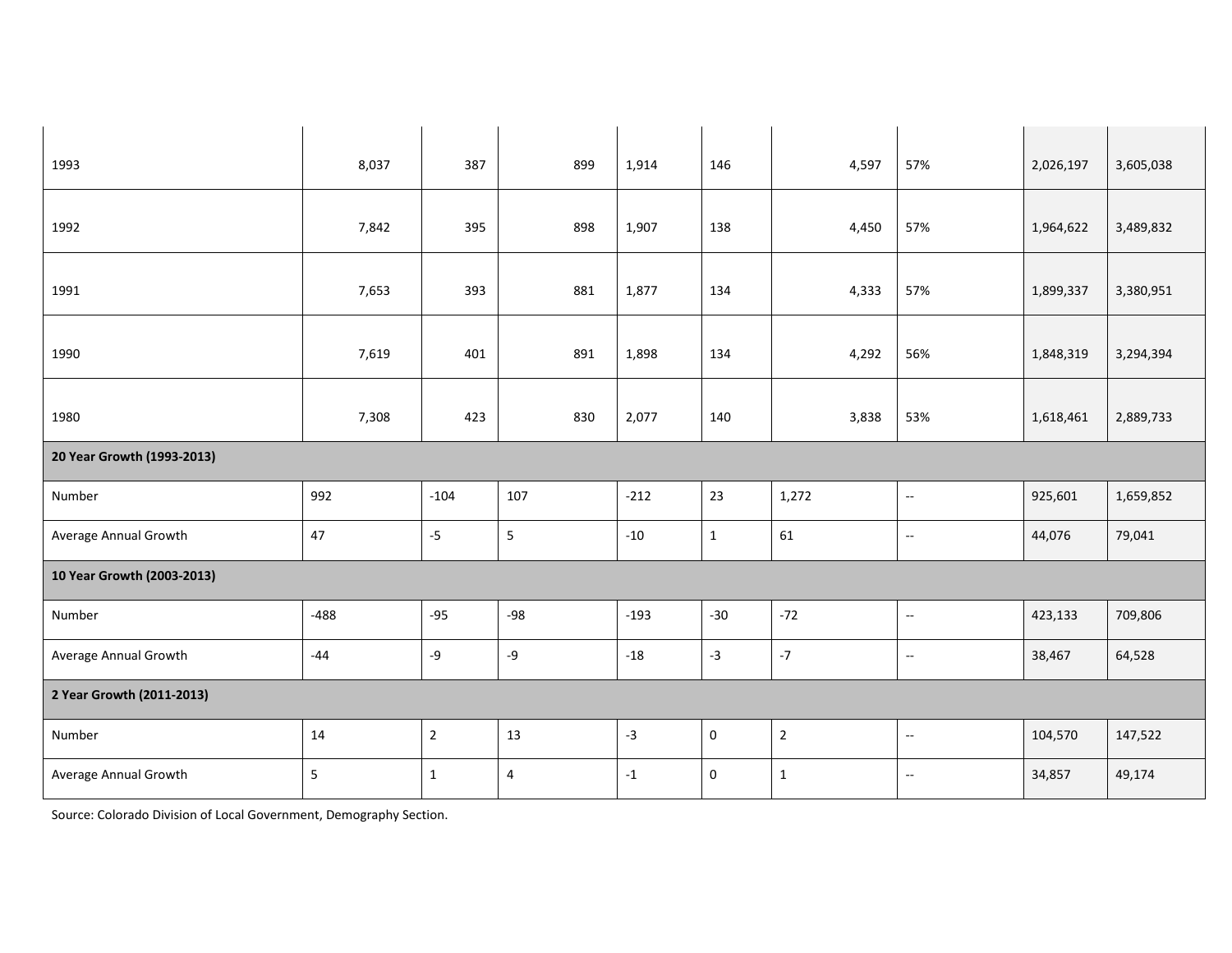| | | | | | | | | | |
|---|---|---|---|---|---|---|---|---|---|
| 1993 | 8,037 | 387 | 899 | 1,914 | 146 | 4,597 | 57% | 2,026,197 | 3,605,038 |
| 1992 | 7,842 | 395 | 898 | 1,907 | 138 | 4,450 | 57% | 1,964,622 | 3,489,832 |
| 1991 | 7,653 | 393 | 881 | 1,877 | 134 | 4,333 | 57% | 1,899,337 | 3,380,951 |
| 1990 | 7,619 | 401 | 891 | 1,898 | 134 | 4,292 | 56% | 1,848,319 | 3,294,394 |
| 1980 | 7,308 | 423 | 830 | 2,077 | 140 | 3,838 | 53% | 1,618,461 | 2,889,733 |
| **20 Year Growth (1993-2013)** | | | | | | | | | |
| Number | 992 | -104 | 107 | -212 | 23 | 1,272 | -- | 925,601 | 1,659,852 |
| Average Annual Growth | 47 | -5 | 5 | -10 | 1 | 61 | -- | 44,076 | 79,041 |
| **10 Year Growth (2003-2013)** | | | | | | | | | |
| Number | -488 | -95 | -98 | -193 | -30 | -72 | -- | 423,133 | 709,806 |
| Average Annual Growth | -44 | -9 | -9 | -18 | -3 | -7 | -- | 38,467 | 64,528 |
| **2 Year Growth (2011-2013)** | | | | | | | | | |
| Number | 14 | 2 | 13 | -3 | 0 | 2 | -- | 104,570 | 147,522 |
| Average Annual Growth | 5 | 1 | 4 | -1 | 0 | 1 | -- | 34,857 | 49,174 |

Source: Colorado Division of Local Government, Demography Section.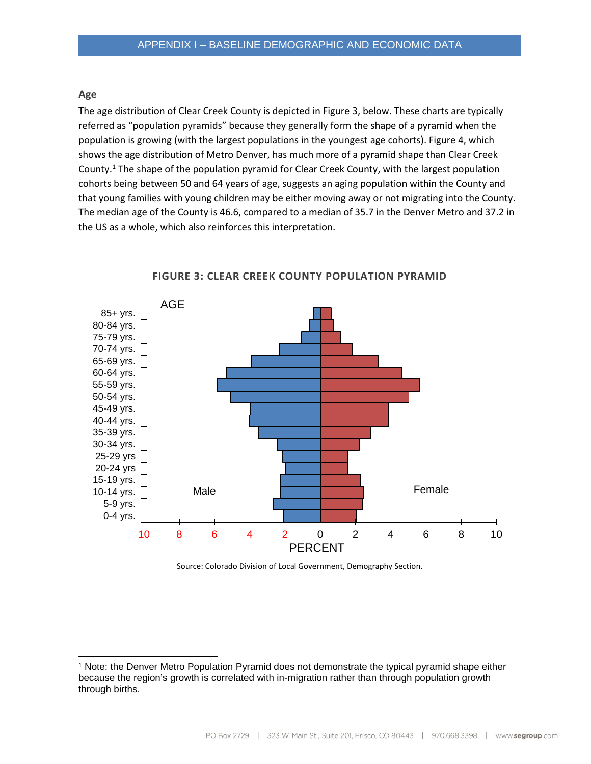## Age

The age distribution of Clear Creek County is depicted in Figure 3, below. These charts are typically referred as "population pyramids" because they generally form the shape of a pyramid when the population is growing (with the largest populations in the youngest age cohorts). Figure 4, which shows the age distribution of Metro Denver, has much more of a pyramid shape than Clear Creek County.[1] The shape of the population pyramid for Clear Creek County, with the largest population cohorts being between 50 and 64 years of age, suggests an aging population within the County and that young families with young children may be either moving away or not migrating into the County. The median age of the County is 46.6, compared to a median of 35.7 in the Denver Metro and 37.2 in the US as a whole, which also reinforces this interpretation.

**FIGURE 3: CLEAR CREEK COUNTY POPULATION PYRAMID**

Source: Colorado Division of Local Government, Demography Section.

[1] Note: the Denver Metro Population Pyramid does not demonstrate the typical pyramid shape either because the region's growth is correlated with in-migration rather than through population growth through births.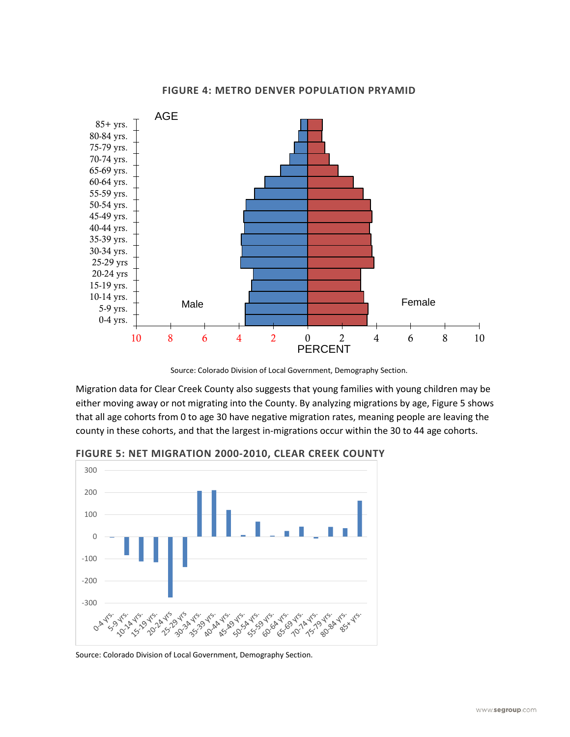**FIGURE 4: METRO DENVER POPULATION PRYAMID**

Source: Colorado Division of Local Government, Demography Section.

Migration data for Clear Creek County also suggests that young families with young children may be either moving away or not migrating into the County. By analyzing migrations by age, Figure 5 shows that all age cohorts from 0 to age 30 have negative migration rates, meaning people are leaving the county in these cohorts, and that the largest in-migrations occur within the 30 to 44 age cohorts.

**FIGURE 5: NET MIGRATION 2000-2010, CLEAR CREEK COUNTY**

Source: Colorado Division of Local Government, Demography Section.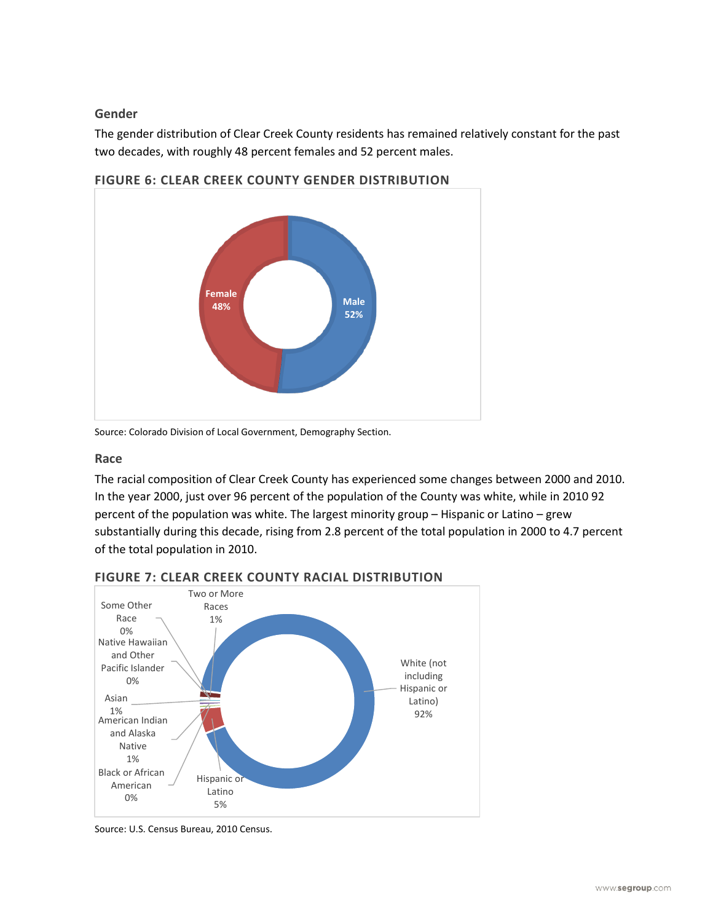### Gender

The gender distribution of Clear Creek County residents has remained relatively constant for the past two decades, with roughly 48 percent females and 52 percent males.

**FIGURE 6: CLEAR CREEK COUNTY GENDER DISTRIBUTION**

Female 48%

Male 52%

Source: Colorado Division of Local Government, Demography Section.

### Race

The racial composition of Clear Creek County has experienced some changes between 2000 and 2010. In the year 2000, just over 96 percent of the population of the County was white, while in 2010 92 percent of the population was white. The largest minority group – Hispanic or Latino – grew substantially during this decade, rising from 2.8 percent of the total population in 2000 to 4.7 percent of the total population in 2010.

**FIGURE 7: CLEAR CREEK COUNTY RACIAL DISTRIBUTION**

White (not including Hispanic or Latino) 92%

Hispanic or Latino 5%

Two or More Races 1%

Some Other Race 0%

Native Hawaiian and Other Pacific Islander 0%

Asian 1%

American Indian and Alaska Native 1%

Black or African American 0%

Source: U.S. Census Bureau, 2010 Census.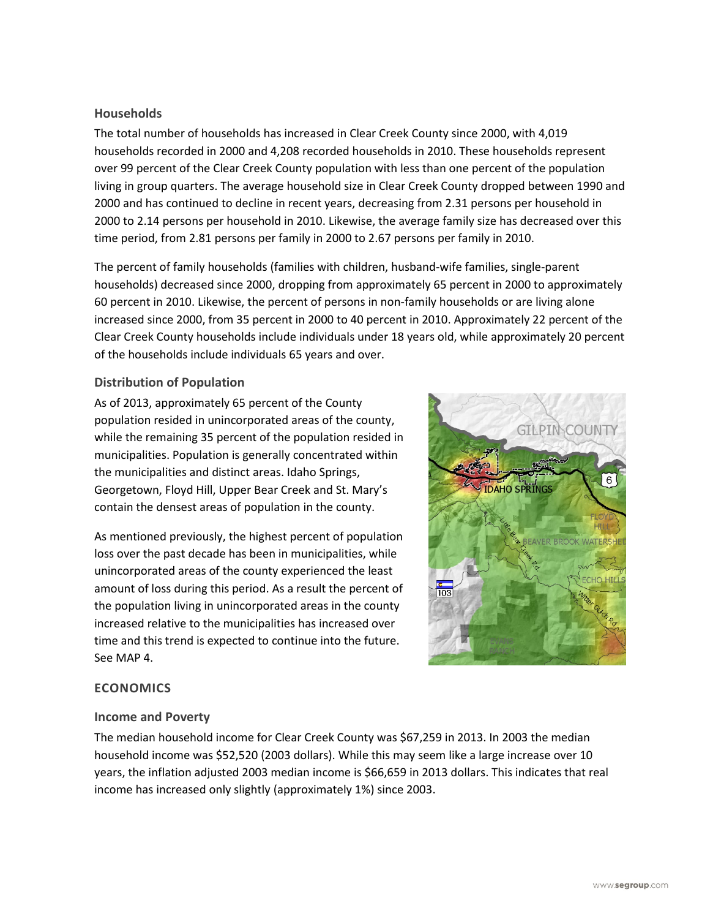### Households

The total number of households has increased in Clear Creek County since 2000, with 4,019 households recorded in 2000 and 4,208 recorded households in 2010. These households represent over 99 percent of the Clear Creek County population with less than one percent of the population living in group quarters. The average household size in Clear Creek County dropped between 1990 and 2000 and has continued to decline in recent years, decreasing from 2.31 persons per household in 2000 to 2.14 persons per household in 2010. Likewise, the average family size has decreased over this time period, from 2.81 persons per family in 2000 to 2.67 persons per family in 2010.

The percent of family households (families with children, husband-wife families, single-parent households) decreased since 2000, dropping from approximately 65 percent in 2000 to approximately 60 percent in 2010. Likewise, the percent of persons in non-family households or are living alone increased since 2000, from 35 percent in 2000 to 40 percent in 2010. Approximately 22 percent of the Clear Creek County households include individuals under 18 years old, while approximately 20 percent of the households include individuals 65 years and over.

### Distribution of Population

As of 2013, approximately 65 percent of the County population resided in unincorporated areas of the county, while the remaining 35 percent of the population resided in municipalities. Population is generally concentrated within the municipalities and distinct areas. Idaho Springs, Georgetown, Floyd Hill, Upper Bear Creek and St. Mary's contain the densest areas of population in the county.

As mentioned previously, the highest percent of population loss over the past decade has been in municipalities, while unincorporated areas of the county experienced the least amount of loss during this period. As a result the percent of the population living in unincorporated areas in the county increased relative to the municipalities has increased over time and this trend is expected to continue into the future. See MAP 4.

## ECONOMICS

### Income and Poverty

The median household income for Clear Creek County was $67,259 in 2013. In 2003 the median household income was $52,520 (2003 dollars). While this may seem like a large increase over 10 years, the inflation adjusted 2003 median income is $66,659 in 2013 dollars. This indicates that real income has increased only slightly (approximately 1%) since 2003.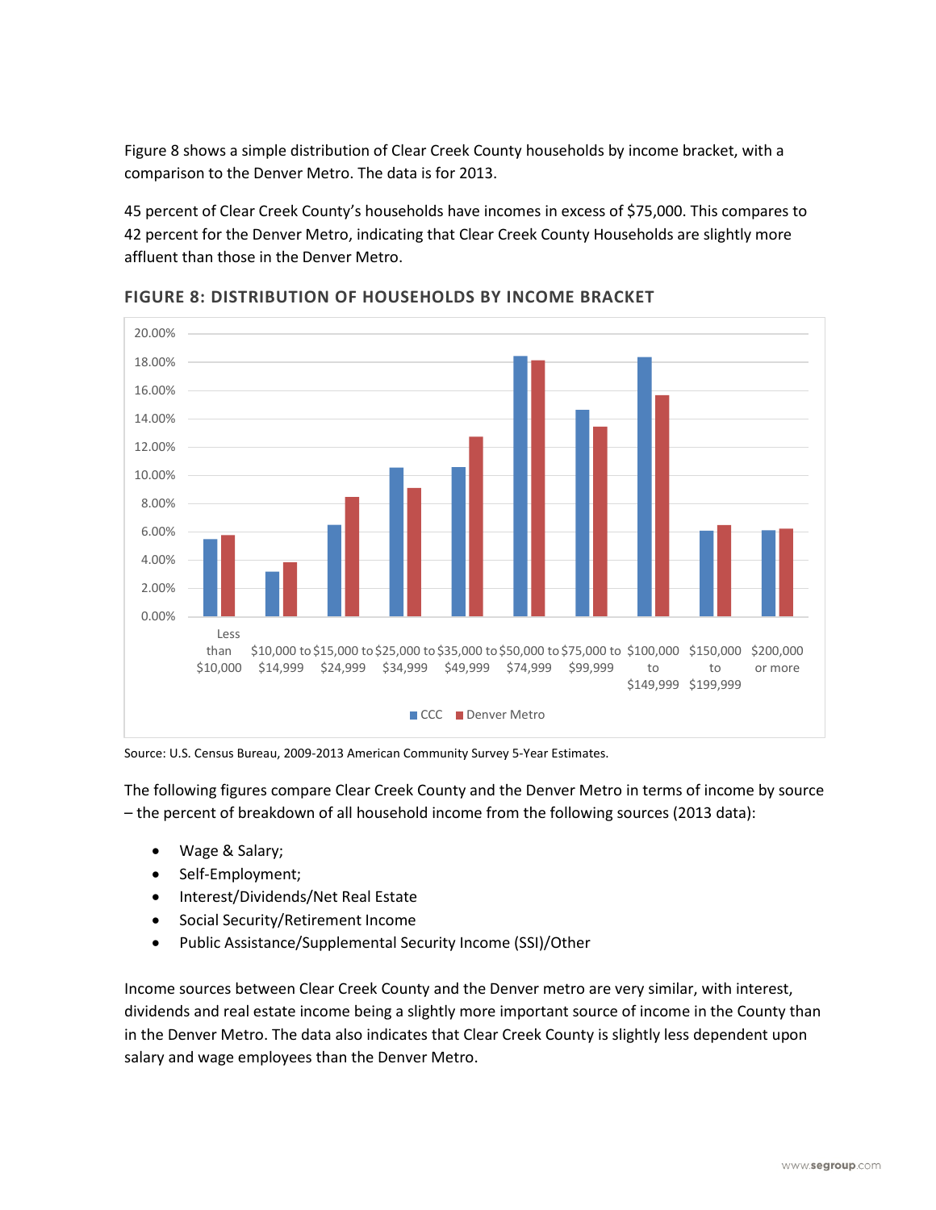Figure 8 shows a simple distribution of Clear Creek County households by income bracket, with a comparison to the Denver Metro. The data is for 2013.

45 percent of Clear Creek County's households have incomes in excess of $75,000. This compares to 42 percent for the Denver Metro, indicating that Clear Creek County Households are slightly more affluent than those in the Denver Metro.

### FIGURE 8: DISTRIBUTION OF HOUSEHOLDS BY INCOME BRACKET

Source: U.S. Census Bureau, 2009-2013 American Community Survey 5-Year Estimates.

The following figures compare Clear Creek County and the Denver Metro in terms of income by source – the percent of breakdown of all household income from the following sources (2013 data):

- Wage & Salary;
- Self-Employment;
- Interest/Dividends/Net Real Estate
- Social Security/Retirement Income
- Public Assistance/Supplemental Security Income (SSI)/Other

Income sources between Clear Creek County and the Denver metro are very similar, with interest, dividends and real estate income being a slightly more important source of income in the County than in the Denver Metro. The data also indicates that Clear Creek County is slightly less dependent upon salary and wage employees than the Denver Metro.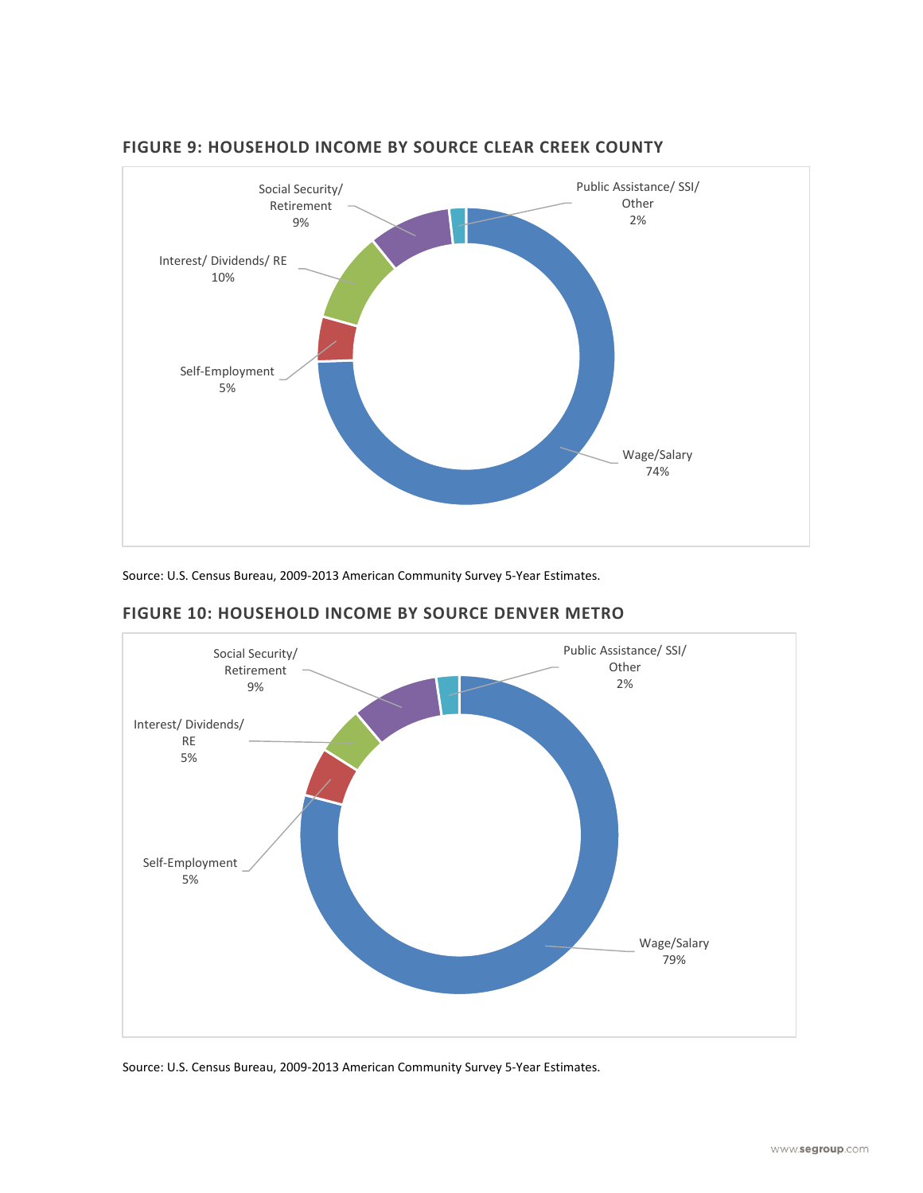### FIGURE 9: HOUSEHOLD INCOME BY SOURCE CLEAR CREEK COUNTY

Social Security/ Retirement 9%

Public Assistance/ SSI/ Other 2%

Interest/ Dividends/ RE 10%

Self-Employment 5%

Wage/Salary 74%

Source: U.S. Census Bureau, 2009-2013 American Community Survey 5-Year Estimates.

### FIGURE 10: HOUSEHOLD INCOME BY SOURCE DENVER METRO

Social Security/ Retirement 9%

Public Assistance/ SSI/ Other 2%

Interest/ Dividends/ RE 5%

Self-Employment 5%

Wage/Salary 79%

Source: U.S. Census Bureau, 2009-2013 American Community Survey 5-Year Estimates.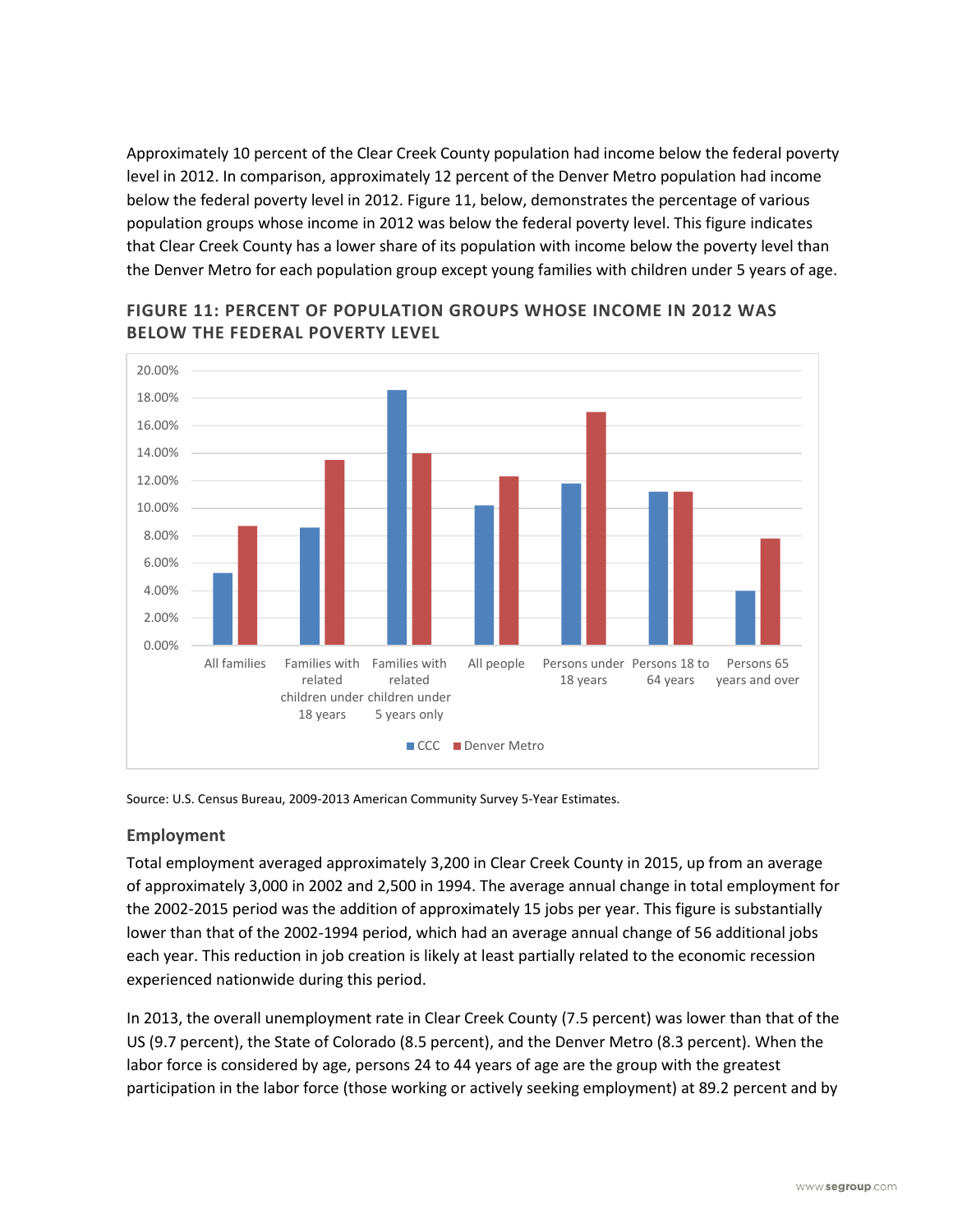Approximately 10 percent of the Clear Creek County population had income below the federal poverty level in 2012. In comparison, approximately 12 percent of the Denver Metro population had income below the federal poverty level in 2012. Figure 11, below, demonstrates the percentage of various population groups whose income in 2012 was below the federal poverty level. This figure indicates that Clear Creek County has a lower share of its population with income below the poverty level than the Denver Metro for each population group except young families with children under 5 years of age.

### FIGURE 11: PERCENT OF POPULATION GROUPS WHOSE INCOME IN 2012 WAS BELOW THE FEDERAL POVERTY LEVEL

Source: U.S. Census Bureau, 2009-2013 American Community Survey 5-Year Estimates.

## Employment

Total employment averaged approximately 3,200 in Clear Creek County in 2015, up from an average of approximately 3,000 in 2002 and 2,500 in 1994. The average annual change in total employment for the 2002-2015 period was the addition of approximately 15 jobs per year. This figure is substantially lower than that of the 2002-1994 period, which had an average annual change of 56 additional jobs each year. This reduction in job creation is likely at least partially related to the economic recession experienced nationwide during this period.

In 2013, the overall unemployment rate in Clear Creek County (7.5 percent) was lower than that of the US (9.7 percent), the State of Colorado (8.5 percent), and the Denver Metro (8.3 percent). When the labor force is considered by age, persons 24 to 44 years of age are the group with the greatest participation in the labor force (those working or actively seeking employment) at 89.2 percent and by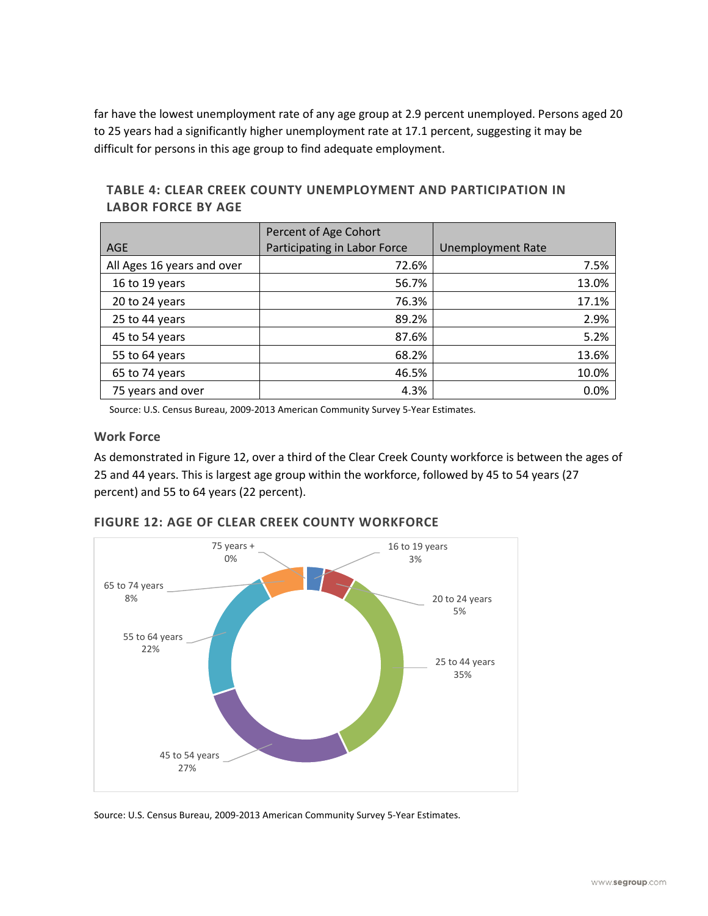far have the lowest unemployment rate of any age group at 2.9 percent unemployed. Persons aged 20 to 25 years had a significantly higher unemployment rate at 17.1 percent, suggesting it may be difficult for persons in this age group to find adequate employment.

### TABLE 4: CLEAR CREEK COUNTY UNEMPLOYMENT AND PARTICIPATION IN LABOR FORCE BY AGE

| AGE | Percent of Age Cohort Participating in Labor Force | Unemployment Rate |
|---|---:|---:|
| All Ages 16 years and over | 72.6% | 7.5% |
| 16 to 19 years | 56.7% | 13.0% |
| 20 to 24 years | 76.3% | 17.1% |
| 25 to 44 years | 89.2% | 2.9% |
| 45 to 54 years | 87.6% | 5.2% |
| 55 to 64 years | 68.2% | 13.6% |
| 65 to 74 years | 46.5% | 10.0% |
| 75 years and over | 4.3% | 0.0% |

Source: U.S. Census Bureau, 2009-2013 American Community Survey 5-Year Estimates.

### Work Force

As demonstrated in Figure 12, over a third of the Clear Creek County workforce is between the ages of 25 and 44 years. This is largest age group within the workforce, followed by 45 to 54 years (27 percent) and 55 to 64 years (22 percent).

### FIGURE 12: AGE OF CLEAR CREEK COUNTY WORKFORCE

| Age | Percent |
|---|---:|
| 16 to 19 years | 3% |
| 20 to 24 years | 5% |
| 25 to 44 years | 35% |
| 45 to 54 years | 27% |
| 55 to 64 years | 22% |
| 65 to 74 years | 8% |
| 75 years + | 0% |

Source: U.S. Census Bureau, 2009-2013 American Community Survey 5-Year Estimates.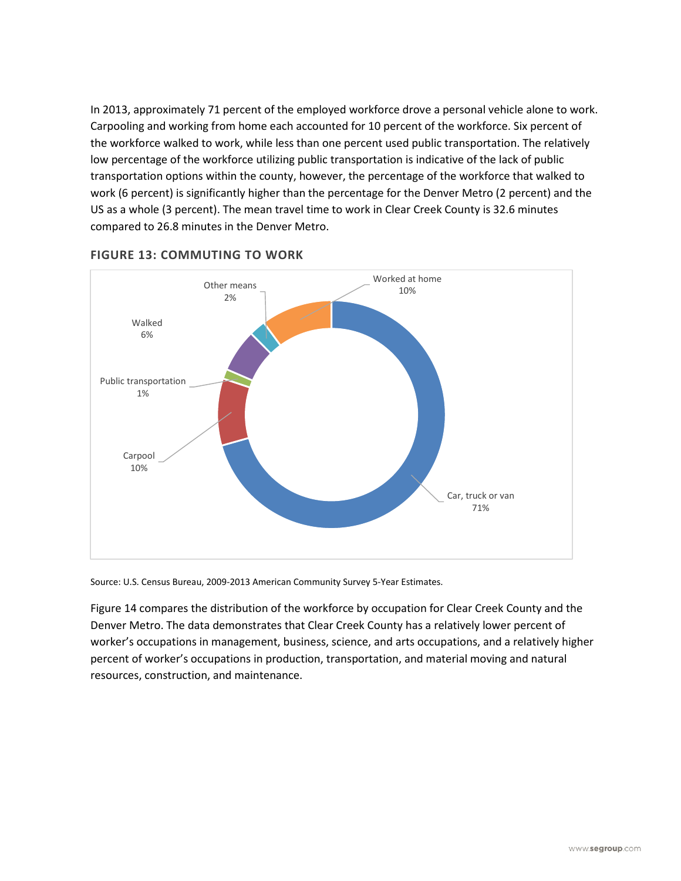In 2013, approximately 71 percent of the employed workforce drove a personal vehicle alone to work. Carpooling and working from home each accounted for 10 percent of the workforce. Six percent of the workforce walked to work, while less than one percent used public transportation. The relatively low percentage of the workforce utilizing public transportation is indicative of the lack of public transportation options within the county, however, the percentage of the workforce that walked to work (6 percent) is significantly higher than the percentage for the Denver Metro (2 percent) and the US as a whole (3 percent). The mean travel time to work in Clear Creek County is 32.6 minutes compared to 26.8 minutes in the Denver Metro.

### FIGURE 13: COMMUTING TO WORK

| Means of Commuting | Percent |
|---|---|
| Car, truck or van | 71% |
| Carpool | 10% |
| Public transportation | 1% |
| Walked | 6% |
| Other means | 2% |
| Worked at home | 10% |

Source: U.S. Census Bureau, 2009-2013 American Community Survey 5-Year Estimates.

Figure 14 compares the distribution of the workforce by occupation for Clear Creek County and the Denver Metro. The data demonstrates that Clear Creek County has a relatively lower percent of worker's occupations in management, business, science, and arts occupations, and a relatively higher percent of worker's occupations in production, transportation, and material moving and natural resources, construction, and maintenance.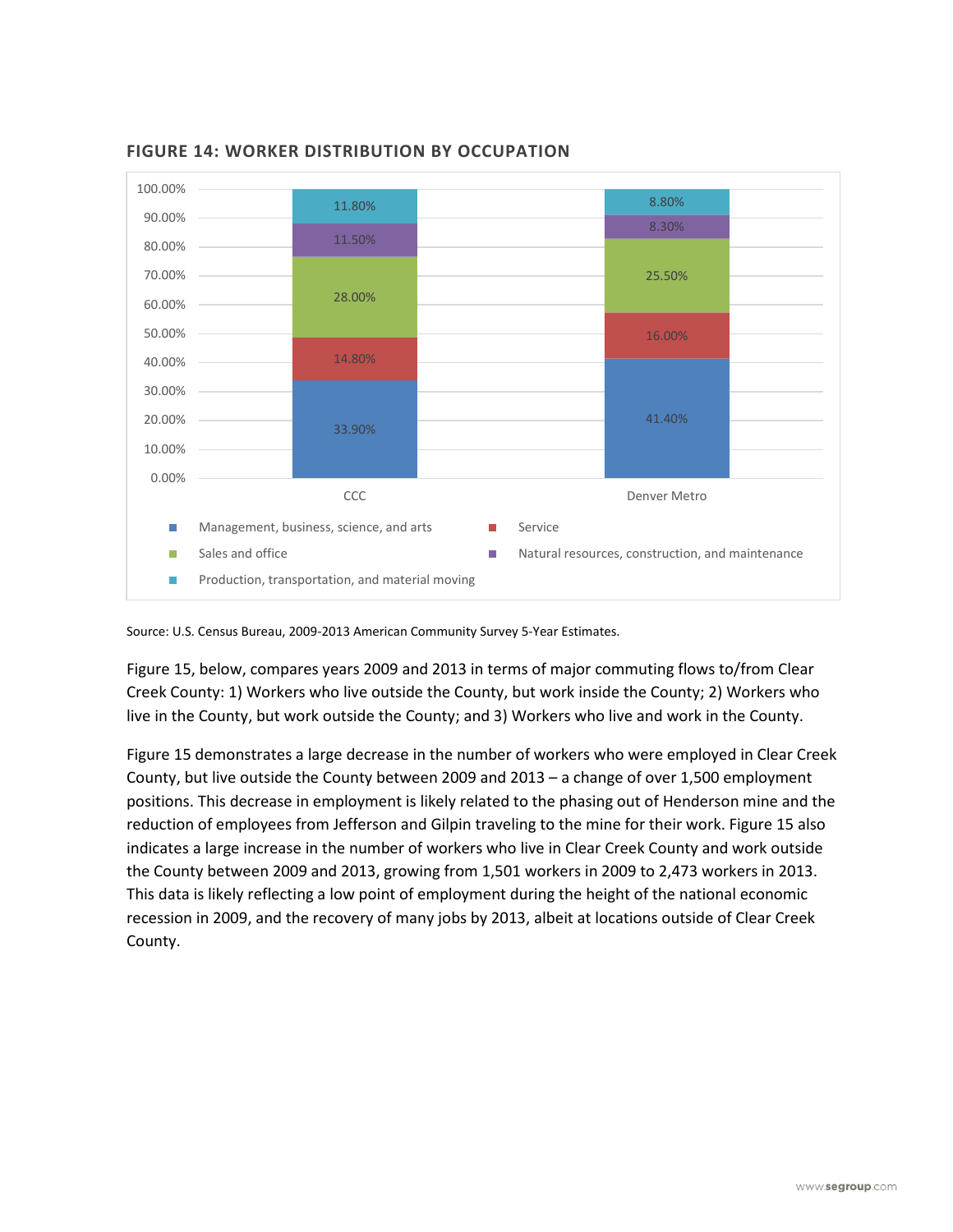### FIGURE 14: WORKER DISTRIBUTION BY OCCUPATION

| Occupation | CCC | Denver Metro |
|---|---|---|
| Management, business, science, and arts | 33.90% | 41.40% |
| Service | 14.80% | 16.00% |
| Sales and office | 28.00% | 25.50% |
| Natural resources, construction, and maintenance | 11.50% | 8.30% |
| Production, transportation, and material moving | 11.80% | 8.80% |

Source: U.S. Census Bureau, 2009-2013 American Community Survey 5-Year Estimates.

Figure 15, below, compares years 2009 and 2013 in terms of major commuting flows to/from Clear Creek County: 1) Workers who live outside the County, but work inside the County; 2) Workers who live in the County, but work outside the County; and 3) Workers who live and work in the County.

Figure 15 demonstrates a large decrease in the number of workers who were employed in Clear Creek County, but live outside the County between 2009 and 2013 – a change of over 1,500 employment positions. This decrease in employment is likely related to the phasing out of Henderson mine and the reduction of employees from Jefferson and Gilpin traveling to the mine for their work. Figure 15 also indicates a large increase in the number of workers who live in Clear Creek County and work outside the County between 2009 and 2013, growing from 1,501 workers in 2009 to 2,473 workers in 2013. This data is likely reflecting a low point of employment during the height of the national economic recession in 2009, and the recovery of many jobs by 2013, albeit at locations outside of Clear Creek County.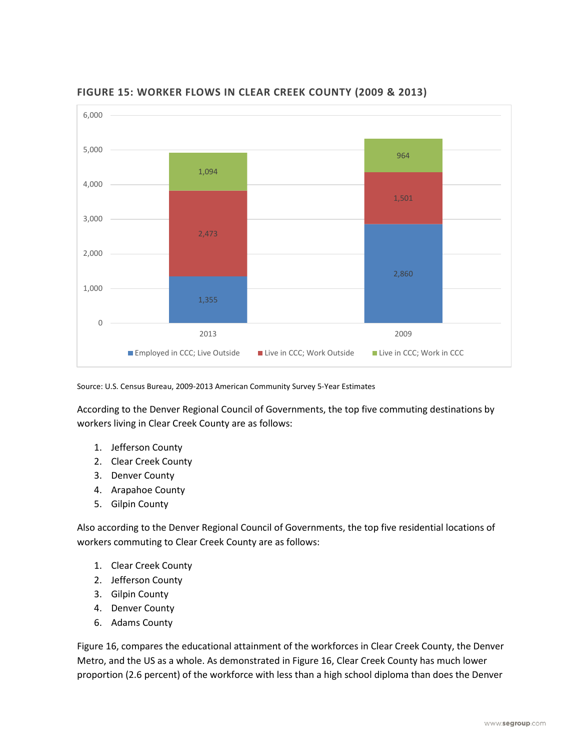**FIGURE 15: WORKER FLOWS IN CLEAR CREEK COUNTY (2009 & 2013)**

| | 2013 | 2009 |
|---|---|---|
| Employed in CCC; Live Outside | 1,355 | 2,860 |
| Live in CCC; Work Outside | 2,473 | 1,501 |
| Live in CCC; Work in CCC | 1,094 | 964 |

Source: U.S. Census Bureau, 2009-2013 American Community Survey 5-Year Estimates

According to the Denver Regional Council of Governments, the top five commuting destinations by workers living in Clear Creek County are as follows:

1. Jefferson County
2. Clear Creek County
3. Denver County
4. Arapahoe County
5. Gilpin County

Also according to the Denver Regional Council of Governments, the top five residential locations of workers commuting to Clear Creek County are as follows:

1. Clear Creek County
2. Jefferson County
3. Gilpin County
4. Denver County
6. Adams County

Figure 16, compares the educational attainment of the workforces in Clear Creek County, the Denver Metro, and the US as a whole. As demonstrated in Figure 16, Clear Creek County has much lower proportion (2.6 percent) of the workforce with less than a high school diploma than does the Denver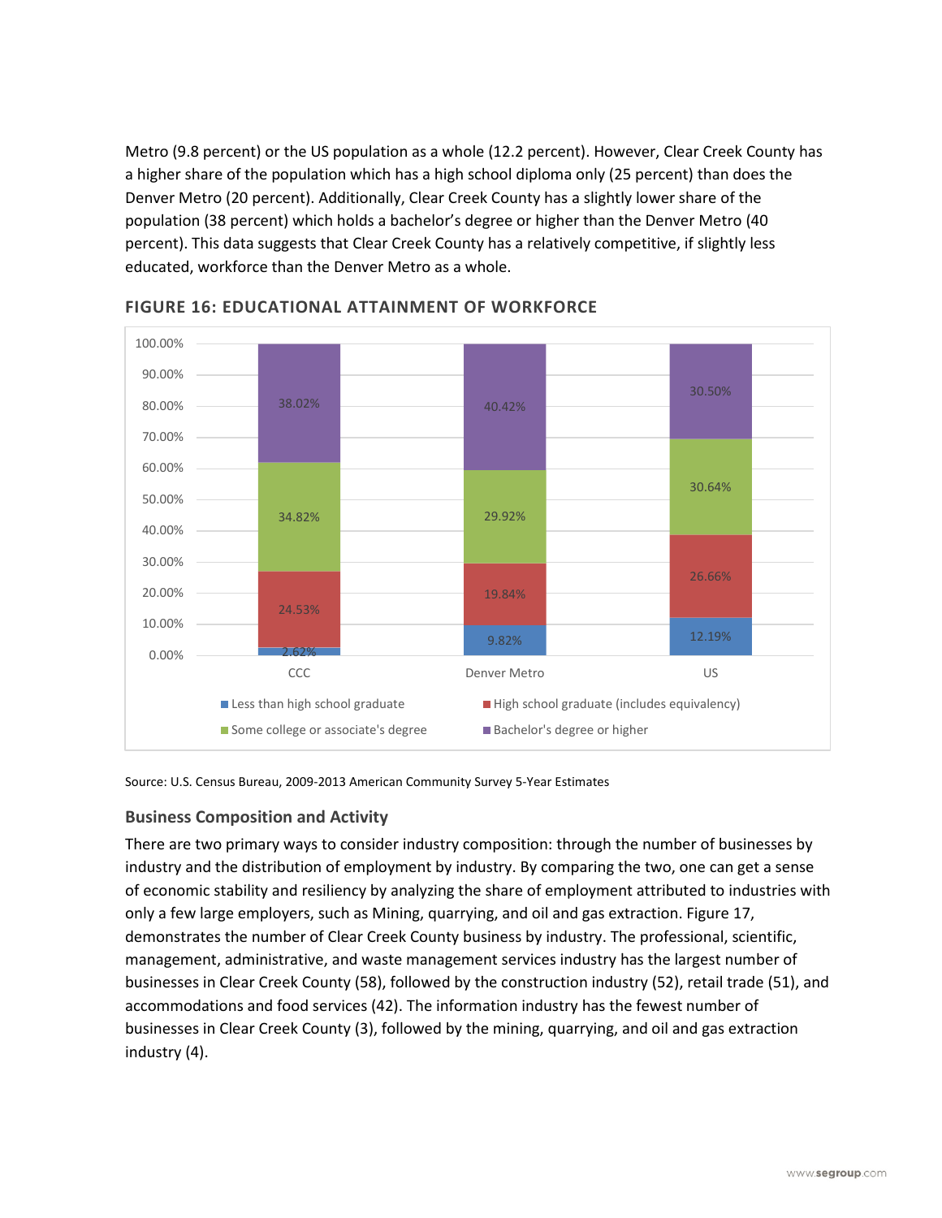Metro (9.8 percent) or the US population as a whole (12.2 percent). However, Clear Creek County has a higher share of the population which has a high school diploma only (25 percent) than does the Denver Metro (20 percent). Additionally, Clear Creek County has a slightly lower share of the population (38 percent) which holds a bachelor's degree or higher than the Denver Metro (40 percent). This data suggests that Clear Creek County has a relatively competitive, if slightly less educated, workforce than the Denver Metro as a whole.

### FIGURE 16: EDUCATIONAL ATTAINMENT OF WORKFORCE

| | CCC | Denver Metro | US |
|---|---|---|---|
| Less than high school graduate | 2.62% | 9.82% | 12.19% |
| High school graduate (includes equivalency) | 24.53% | 19.84% | 26.66% |
| Some college or associate's degree | 34.82% | 29.92% | 30.64% |
| Bachelor's degree or higher | 38.02% | 40.42% | 30.50% |

Source: U.S. Census Bureau, 2009-2013 American Community Survey 5-Year Estimates

### Business Composition and Activity

There are two primary ways to consider industry composition: through the number of businesses by industry and the distribution of employment by industry. By comparing the two, one can get a sense of economic stability and resiliency by analyzing the share of employment attributed to industries with only a few large employers, such as Mining, quarrying, and oil and gas extraction. Figure 17, demonstrates the number of Clear Creek County business by industry. The professional, scientific, management, administrative, and waste management services industry has the largest number of businesses in Clear Creek County (58), followed by the construction industry (52), retail trade (51), and accommodations and food services (42). The information industry has the fewest number of businesses in Clear Creek County (3), followed by the mining, quarrying, and oil and gas extraction industry (4).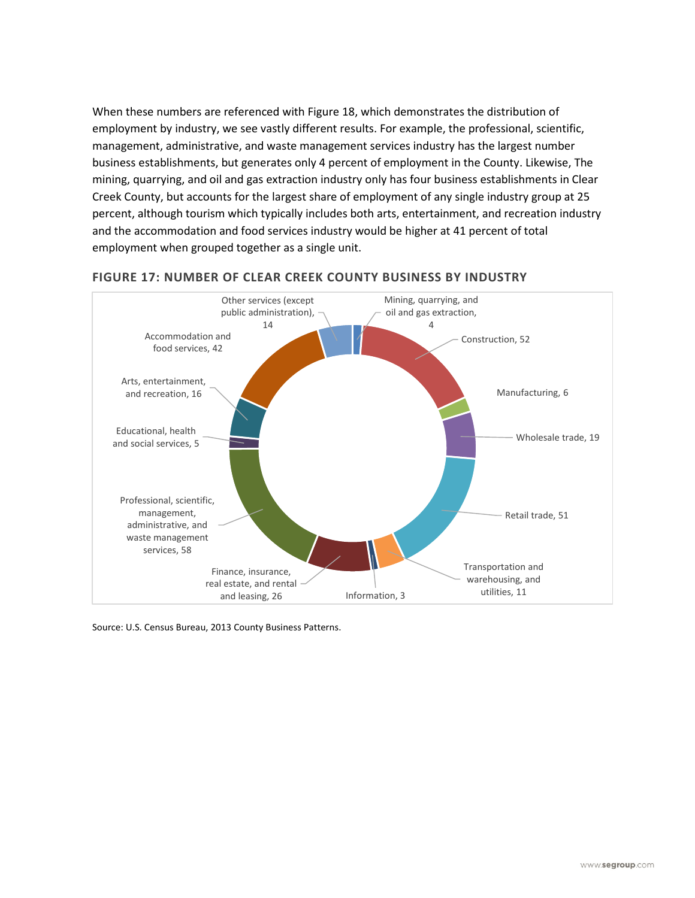When these numbers are referenced with Figure 18, which demonstrates the distribution of employment by industry, we see vastly different results. For example, the professional, scientific, management, administrative, and waste management services industry has the largest number business establishments, but generates only 4 percent of employment in the County. Likewise, The mining, quarrying, and oil and gas extraction industry only has four business establishments in Clear Creek County, but accounts for the largest share of employment of any single industry group at 25 percent, although tourism which typically includes both arts, entertainment, and recreation industry and the accommodation and food services industry would be higher at 41 percent of total employment when grouped together as a single unit.

**FIGURE 17: NUMBER OF CLEAR CREEK COUNTY BUSINESS BY INDUSTRY**

| Industry | Number of Businesses |
|---|---|
| Mining, quarrying, and oil and gas extraction | 4 |
| Construction | 52 |
| Manufacturing | 6 |
| Wholesale trade | 19 |
| Retail trade | 51 |
| Transportation and warehousing, and utilities | 11 |
| Information | 3 |
| Finance, insurance, real estate, and rental and leasing | 26 |
| Professional, scientific, management, administrative, and waste management services | 58 |
| Educational, health and social services | 5 |
| Arts, entertainment, and recreation | 16 |
| Accommodation and food services | 42 |
| Other services (except public administration) | 14 |

Source: U.S. Census Bureau, 2013 County Business Patterns.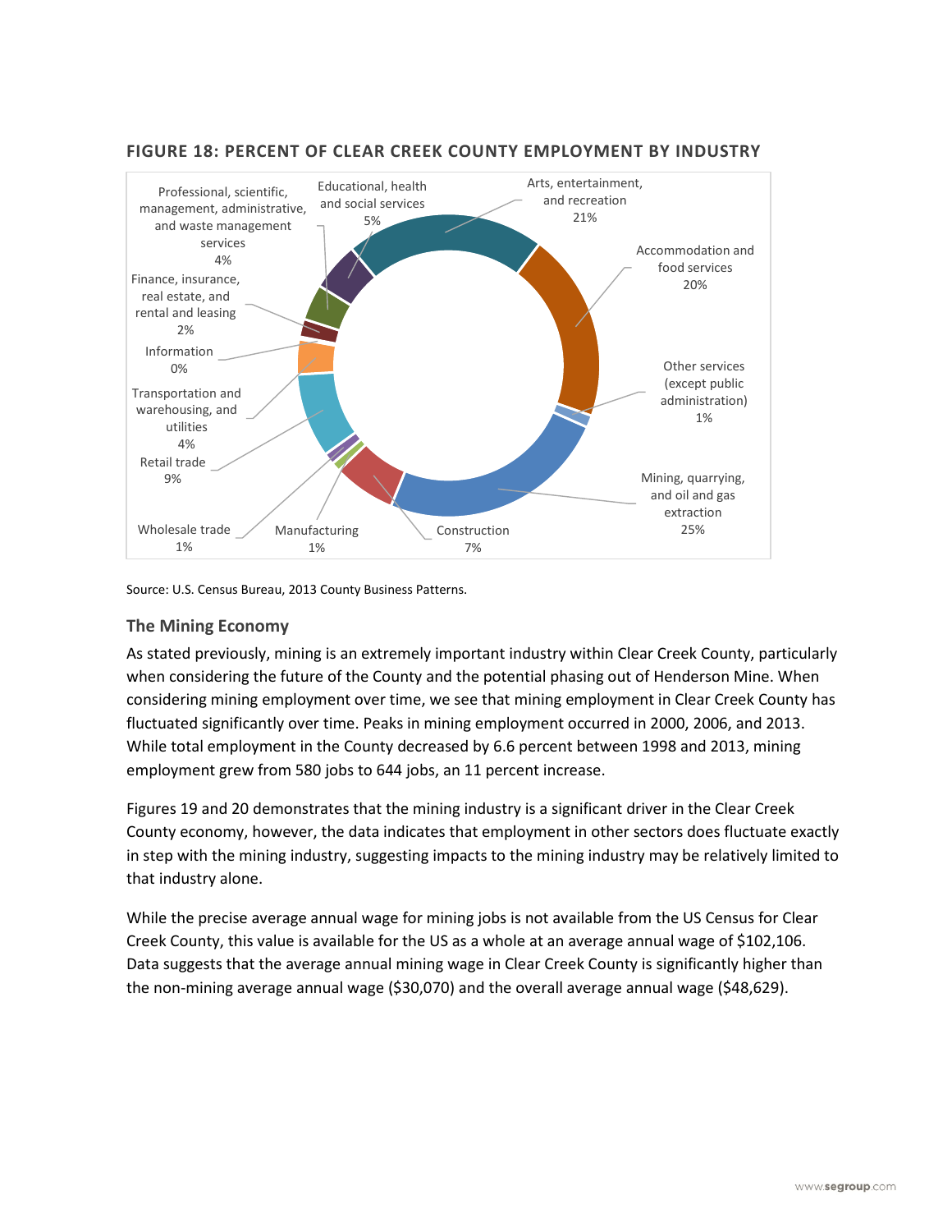**FIGURE 18: PERCENT OF CLEAR CREEK COUNTY EMPLOYMENT BY INDUSTRY**

| Industry | Percent |
| --- | --- |
| Arts, entertainment, and recreation | 21% |
| Accommodation and food services | 20% |
| Other services (except public administration) | 1% |
| Mining, quarrying, and oil and gas extraction | 25% |
| Construction | 7% |
| Manufacturing | 1% |
| Wholesale trade | 1% |
| Retail trade | 9% |
| Transportation and warehousing, and utilities | 4% |
| Information | 0% |
| Finance, insurance, real estate, and rental and leasing | 2% |
| Professional, scientific, management, administrative, and waste management services | 4% |
| Educational, health and social services | 5% |

Source: U.S. Census Bureau, 2013 County Business Patterns.

### The Mining Economy

As stated previously, mining is an extremely important industry within Clear Creek County, particularly when considering the future of the County and the potential phasing out of Henderson Mine. When considering mining employment over time, we see that mining employment in Clear Creek County has fluctuated significantly over time. Peaks in mining employment occurred in 2000, 2006, and 2013. While total employment in the County decreased by 6.6 percent between 1998 and 2013, mining employment grew from 580 jobs to 644 jobs, an 11 percent increase.

Figures 19 and 20 demonstrates that the mining industry is a significant driver in the Clear Creek County economy, however, the data indicates that employment in other sectors does fluctuate exactly in step with the mining industry, suggesting impacts to the mining industry may be relatively limited to that industry alone.

While the precise average annual wage for mining jobs is not available from the US Census for Clear Creek County, this value is available for the US as a whole at an average annual wage of $102,106. Data suggests that the average annual mining wage in Clear Creek County is significantly higher than the non-mining average annual wage ($30,070) and the overall average annual wage ($48,629).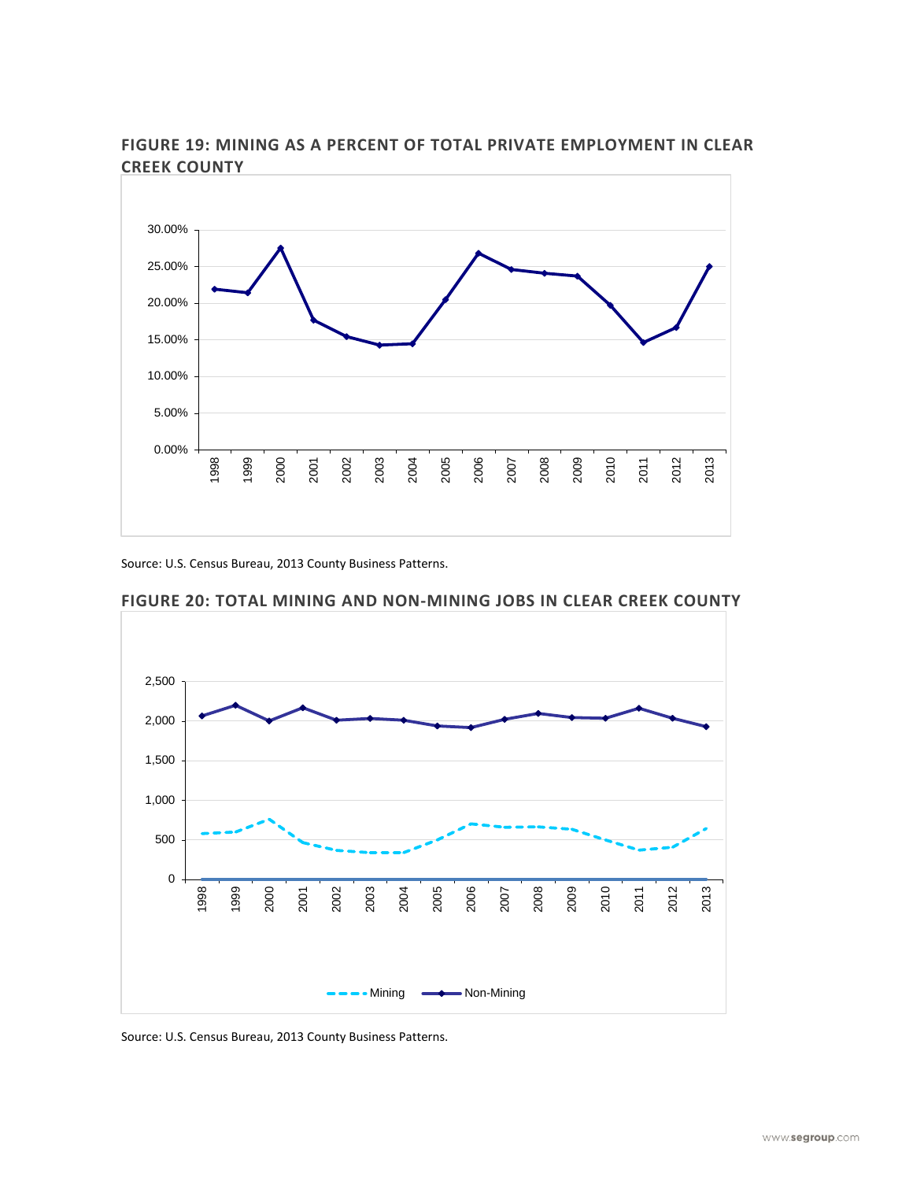### FIGURE 19: MINING AS A PERCENT OF TOTAL PRIVATE EMPLOYMENT IN CLEAR CREEK COUNTY

Source: U.S. Census Bureau, 2013 County Business Patterns.

### FIGURE 20: TOTAL MINING AND NON-MINING JOBS IN CLEAR CREEK COUNTY

Source: U.S. Census Bureau, 2013 County Business Patterns.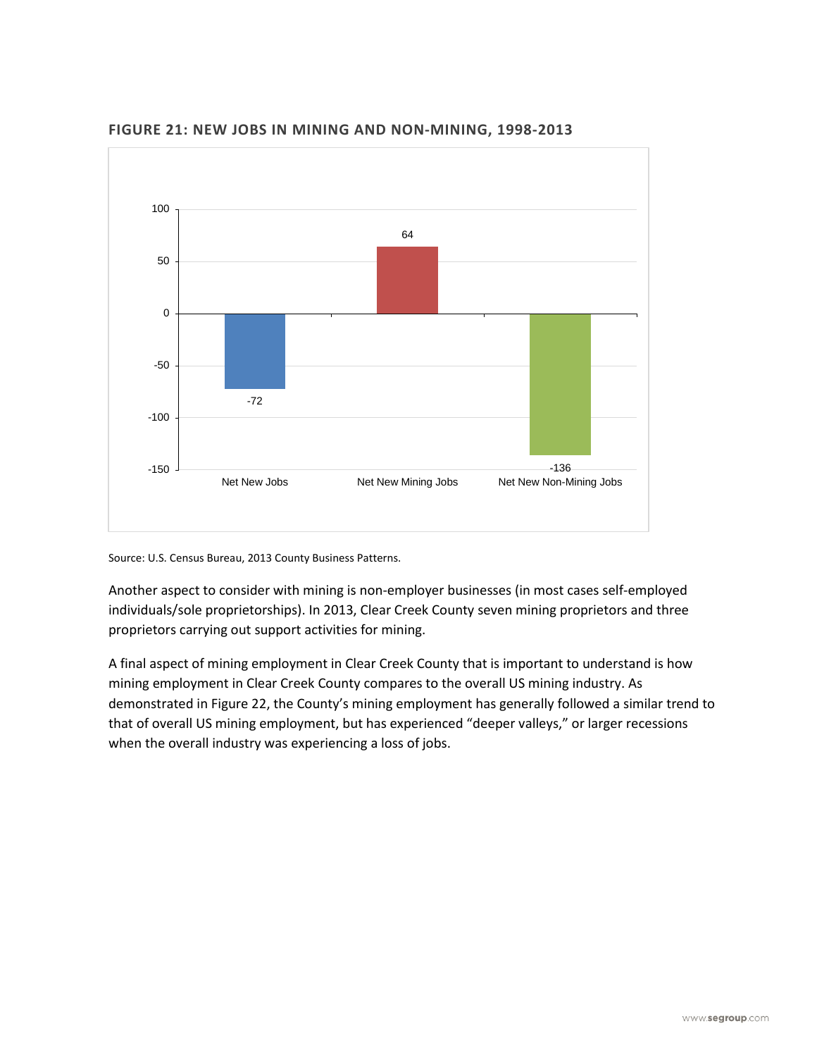**FIGURE 21: NEW JOBS IN MINING AND NON-MINING, 1998-2013**

| | Net New Jobs | Net New Mining Jobs | Net New Non-Mining Jobs |
|---|---|---|---|
| Value | -72 | 64 | -136 |

Source: U.S. Census Bureau, 2013 County Business Patterns.

Another aspect to consider with mining is non-employer businesses (in most cases self-employed individuals/sole proprietorships). In 2013, Clear Creek County seven mining proprietors and three proprietors carrying out support activities for mining.

A final aspect of mining employment in Clear Creek County that is important to understand is how mining employment in Clear Creek County compares to the overall US mining industry. As demonstrated in Figure 22, the County's mining employment has generally followed a similar trend to that of overall US mining employment, but has experienced "deeper valleys," or larger recessions when the overall industry was experiencing a loss of jobs.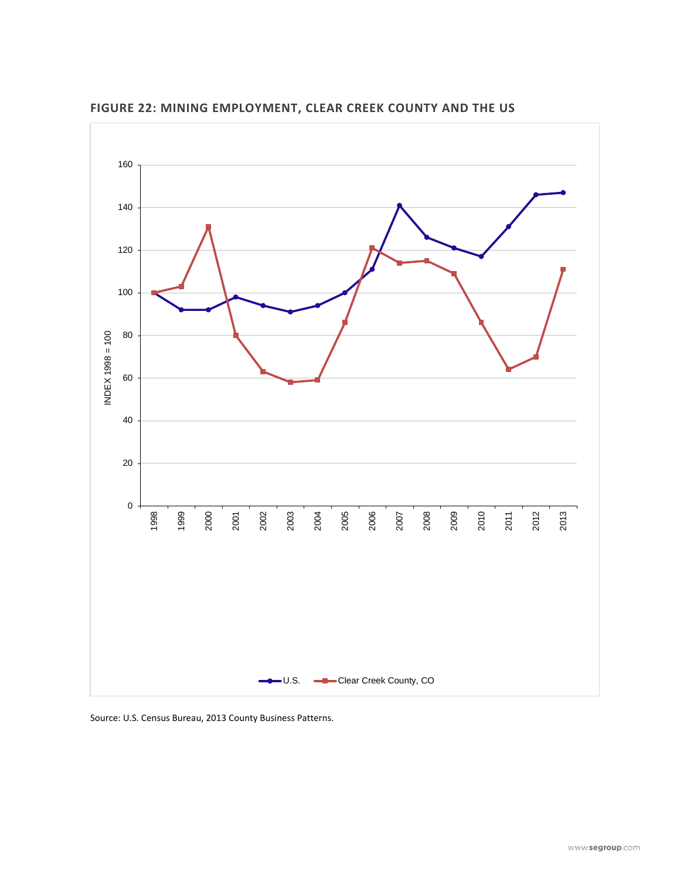**FIGURE 22: MINING EMPLOYMENT, CLEAR CREEK COUNTY AND THE US**

Source: U.S. Census Bureau, 2013 County Business Patterns.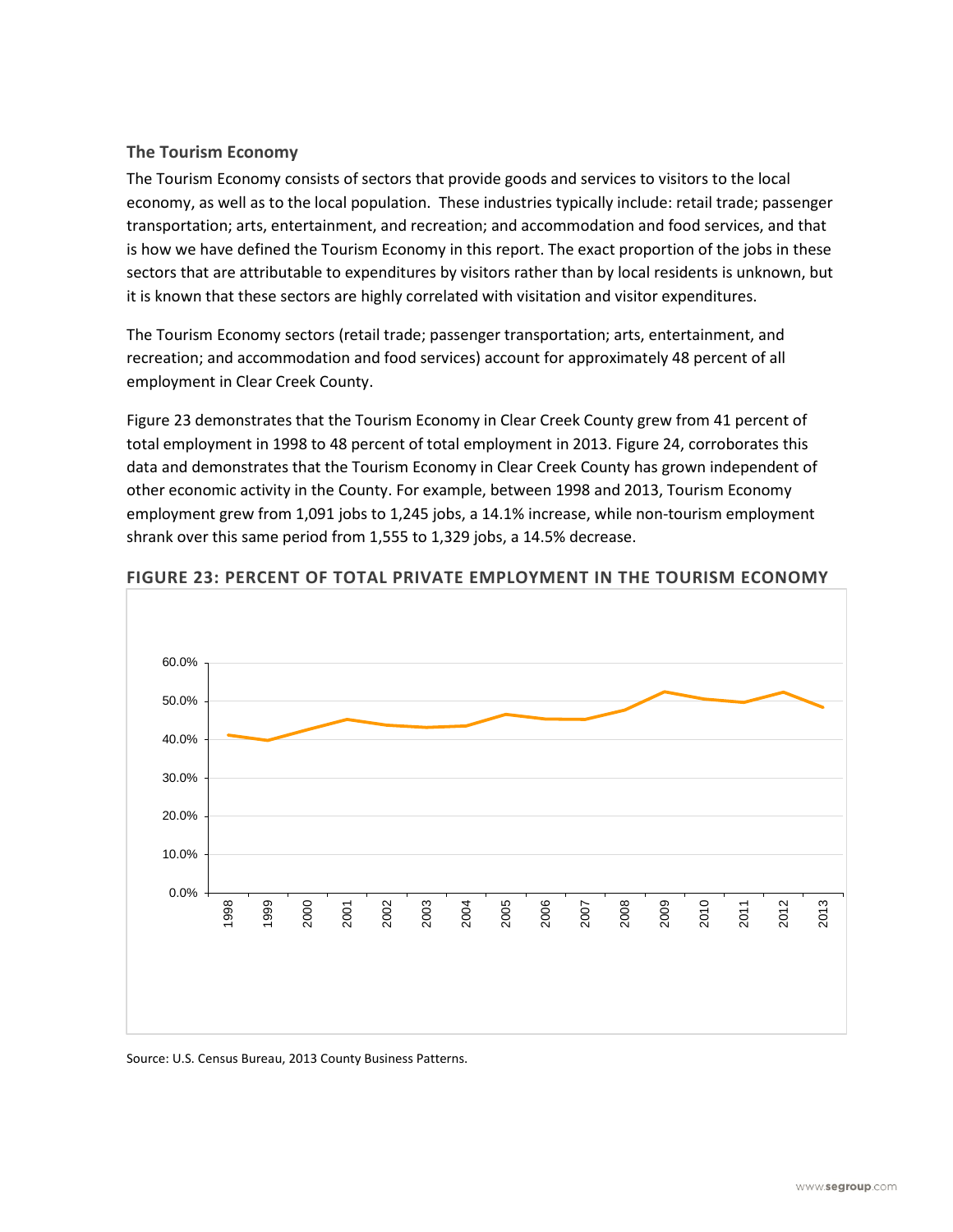### The Tourism Economy

The Tourism Economy consists of sectors that provide goods and services to visitors to the local economy, as well as to the local population. These industries typically include: retail trade; passenger transportation; arts, entertainment, and recreation; and accommodation and food services, and that is how we have defined the Tourism Economy in this report. The exact proportion of the jobs in these sectors that are attributable to expenditures by visitors rather than by local residents is unknown, but it is known that these sectors are highly correlated with visitation and visitor expenditures.

The Tourism Economy sectors (retail trade; passenger transportation; arts, entertainment, and recreation; and accommodation and food services) account for approximately 48 percent of all employment in Clear Creek County.

Figure 23 demonstrates that the Tourism Economy in Clear Creek County grew from 41 percent of total employment in 1998 to 48 percent of total employment in 2013. Figure 24, corroborates this data and demonstrates that the Tourism Economy in Clear Creek County has grown independent of other economic activity in the County. For example, between 1998 and 2013, Tourism Economy employment grew from 1,091 jobs to 1,245 jobs, a 14.1% increase, while non-tourism employment shrank over this same period from 1,555 to 1,329 jobs, a 14.5% decrease.

**FIGURE 23: PERCENT OF TOTAL PRIVATE EMPLOYMENT IN THE TOURISM ECONOMY**

Source: U.S. Census Bureau, 2013 County Business Patterns.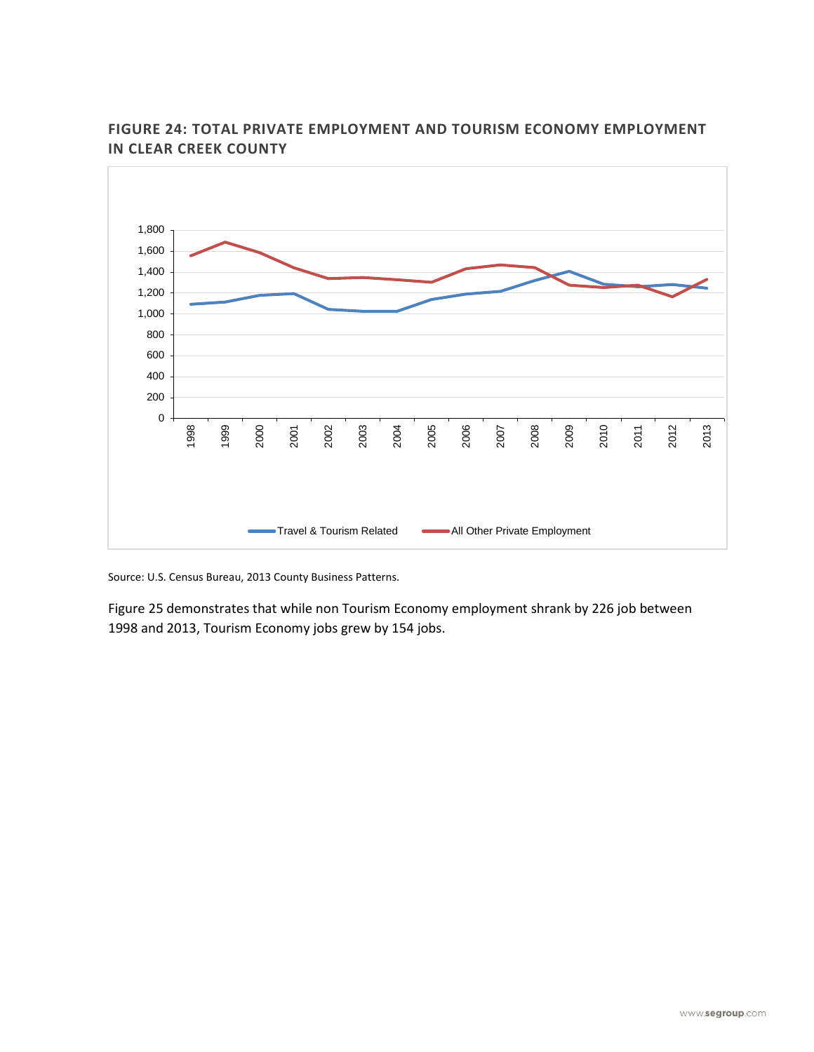**FIGURE 24: TOTAL PRIVATE EMPLOYMENT AND TOURISM ECONOMY EMPLOYMENT IN CLEAR CREEK COUNTY**

Source: U.S. Census Bureau, 2013 County Business Patterns.

Figure 25 demonstrates that while non Tourism Economy employment shrank by 226 job between 1998 and 2013, Tourism Economy jobs grew by 154 jobs.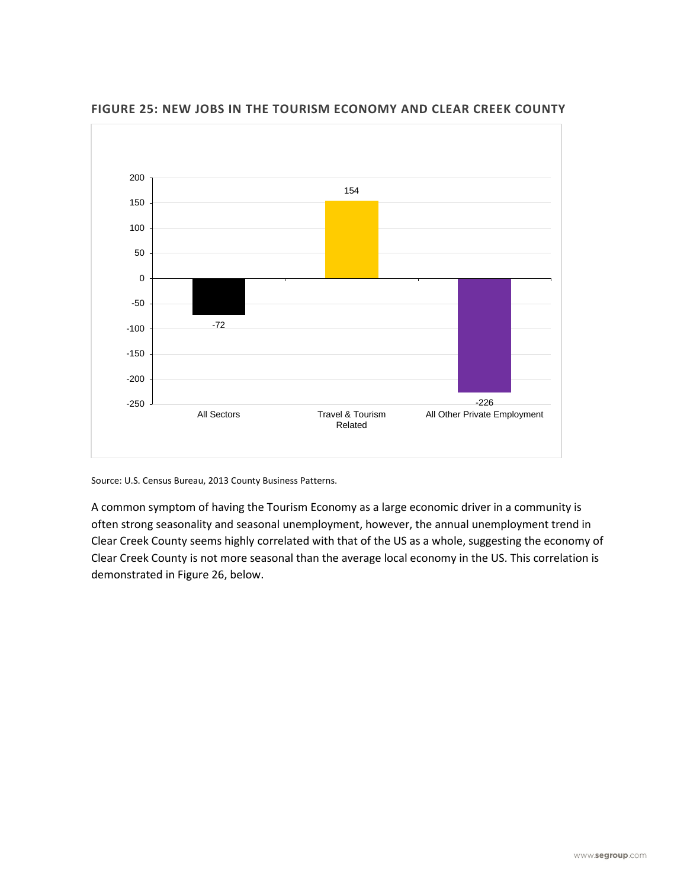**FIGURE 25: NEW JOBS IN THE TOURISM ECONOMY AND CLEAR CREEK COUNTY**

| Category | New Jobs |
|---|---|
| All Sectors | -72 |
| Travel & Tourism Related | 154 |
| All Other Private Employment | -226 |

Source: U.S. Census Bureau, 2013 County Business Patterns.

A common symptom of having the Tourism Economy as a large economic driver in a community is often strong seasonality and seasonal unemployment, however, the annual unemployment trend in Clear Creek County seems highly correlated with that of the US as a whole, suggesting the economy of Clear Creek County is not more seasonal than the average local economy in the US. This correlation is demonstrated in Figure 26, below.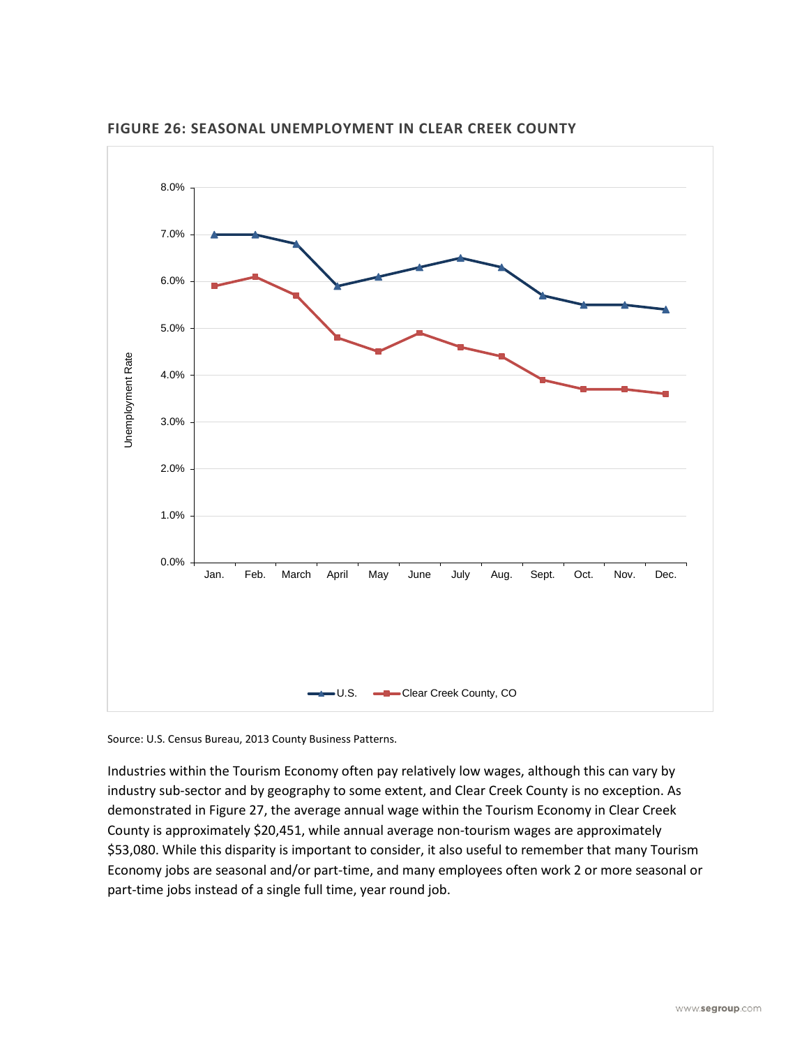**FIGURE 26: SEASONAL UNEMPLOYMENT IN CLEAR CREEK COUNTY**

Source: U.S. Census Bureau, 2013 County Business Patterns.

Industries within the Tourism Economy often pay relatively low wages, although this can vary by industry sub-sector and by geography to some extent, and Clear Creek County is no exception. As demonstrated in Figure 27, the average annual wage within the Tourism Economy in Clear Creek County is approximately $20,451, while annual average non-tourism wages are approximately $53,080. While this disparity is important to consider, it also useful to remember that many Tourism Economy jobs are seasonal and/or part-time, and many employees often work 2 or more seasonal or part-time jobs instead of a single full time, year round job.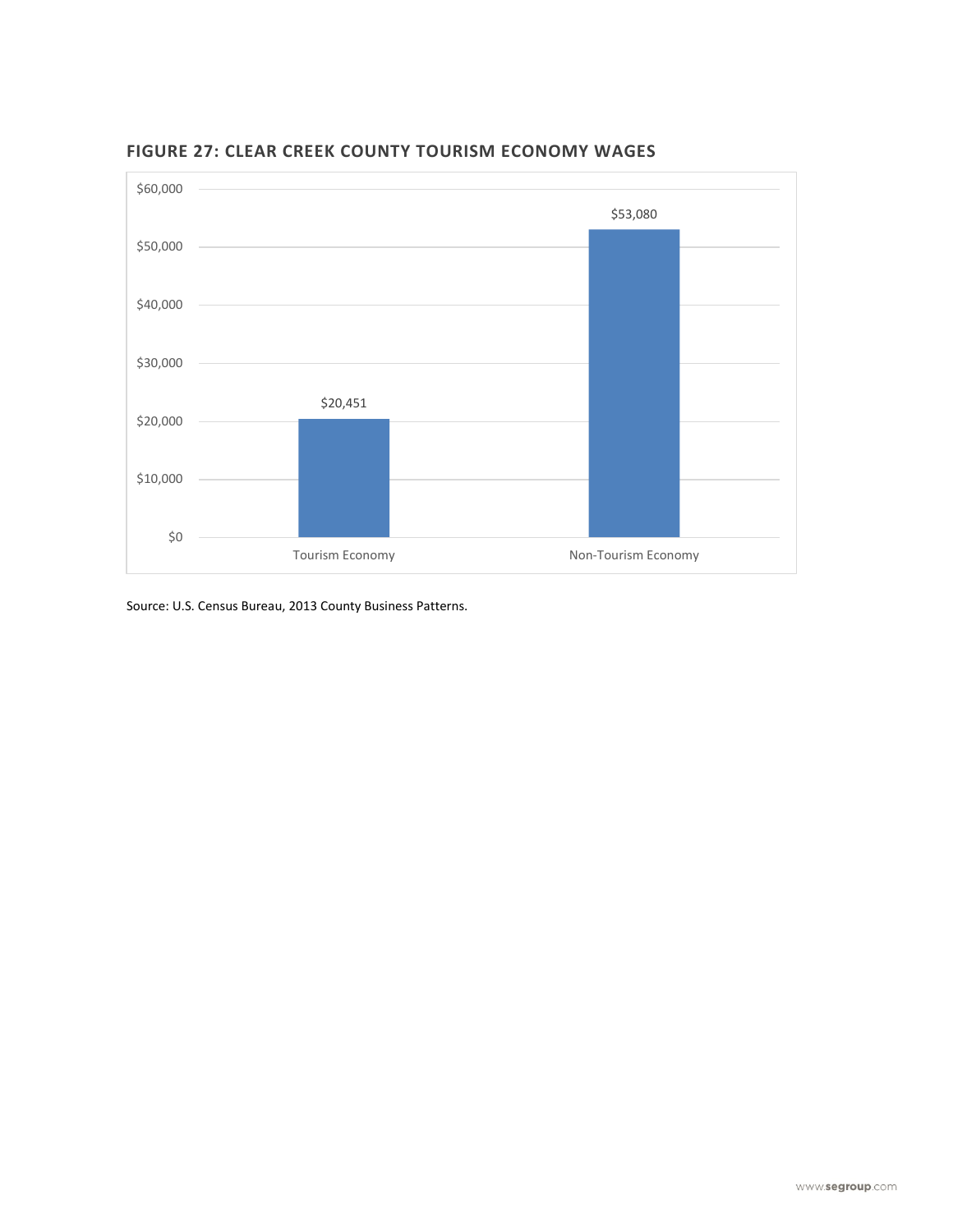## FIGURE 27: CLEAR CREEK COUNTY TOURISM ECONOMY WAGES

$60,000
$50,000
$40,000
$30,000
$20,000
$10,000
$0

$20,451
$53,080

Tourism Economy
Non-Tourism Economy

Source: U.S. Census Bureau, 2013 County Business Patterns.